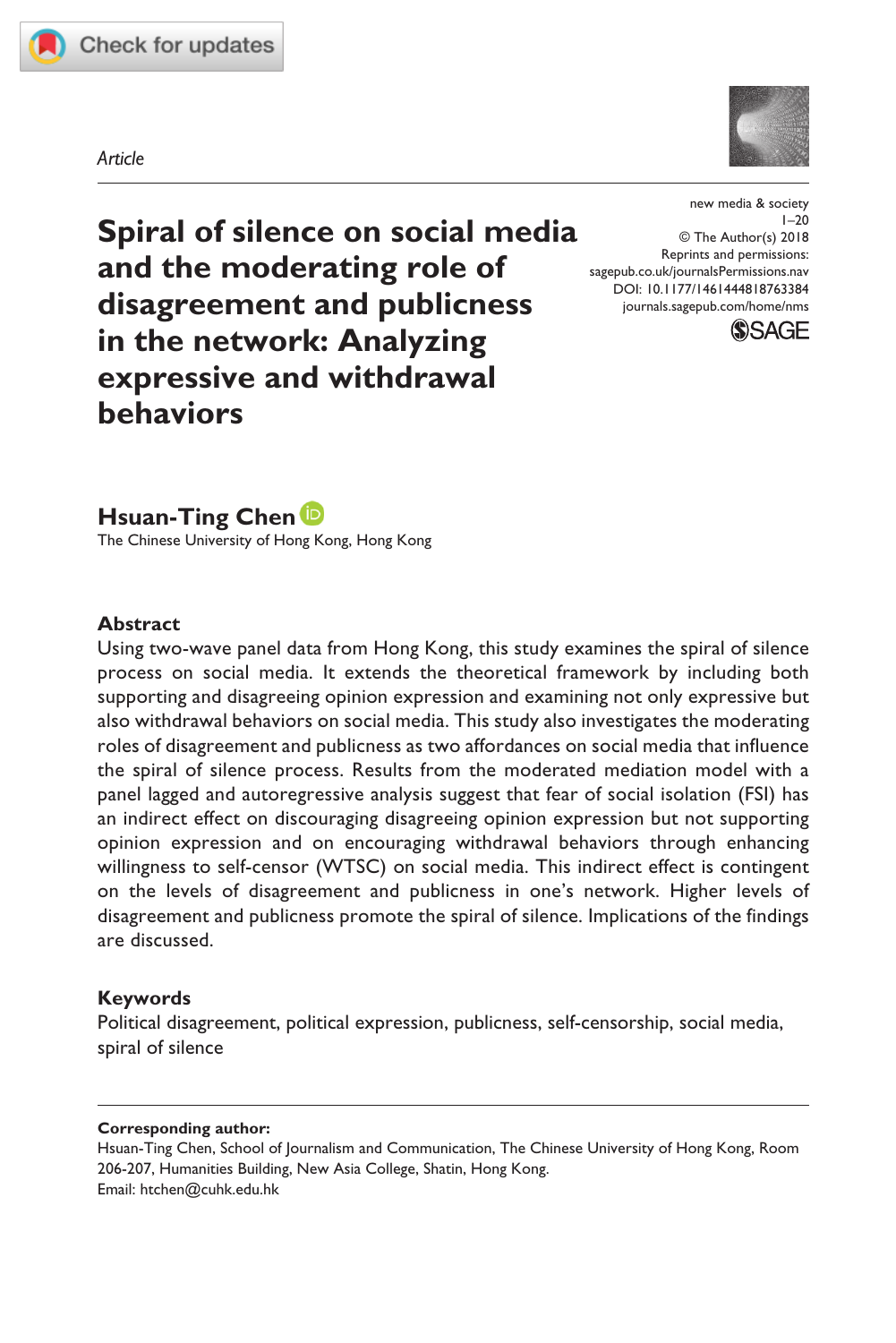Article

new media & society
© The Author(s) 2018
Reprints and permissions:
sagepub.co.uk/journalsPermissions.nav
DOI: 10.1177/1461444818763384
journals.sagepub.com/home/nms

# Spiral of silence on social media and the moderating role of disagreement and publicness in the network: Analyzing expressive and withdrawal behaviors

**Hsuan-Ting Chen**
The Chinese University of Hong Kong, Hong Kong

## Abstract

Using two-wave panel data from Hong Kong, this study examines the spiral of silence process on social media. It extends the theoretical framework by including both supporting and disagreeing opinion expression and examining not only expressive but also withdrawal behaviors on social media. This study also investigates the moderating roles of disagreement and publicness as two affordances on social media that influence the spiral of silence process. Results from the moderated mediation model with a panel lagged and autoregressive analysis suggest that fear of social isolation (FSI) has an indirect effect on discouraging disagreeing opinion expression but not supporting opinion expression and on encouraging withdrawal behaviors through enhancing willingness to self-censor (WTSC) on social media. This indirect effect is contingent on the levels of disagreement and publicness in one's network. Higher levels of disagreement and publicness promote the spiral of silence. Implications of the findings are discussed.

## Keywords

Political disagreement, political expression, publicness, self-censorship, social media, spiral of silence

**Corresponding author:**
Hsuan-Ting Chen, School of Journalism and Communication, The Chinese University of Hong Kong, Room 206-207, Humanities Building, New Asia College, Shatin, Hong Kong.
Email: htchen@cuhk.edu.hk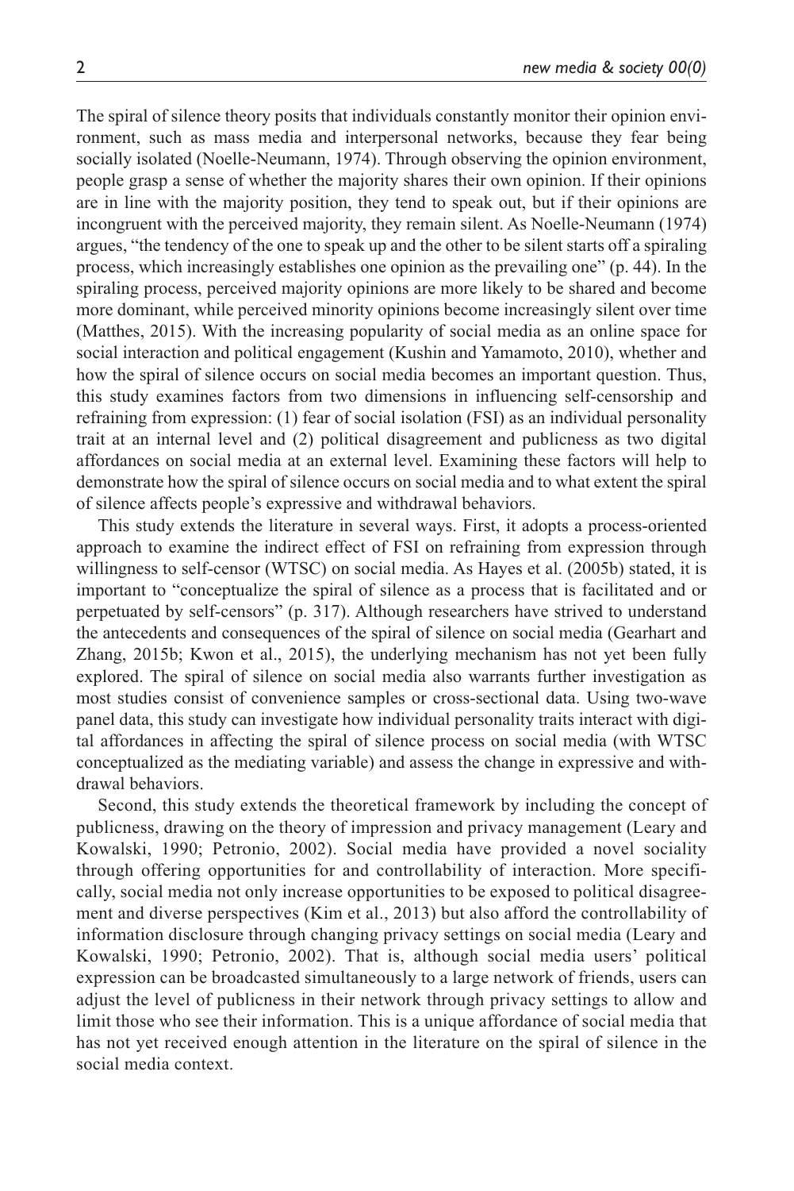The spiral of silence theory posits that individuals constantly monitor their opinion environment, such as mass media and interpersonal networks, because they fear being socially isolated (Noelle-Neumann, 1974). Through observing the opinion environment, people grasp a sense of whether the majority shares their own opinion. If their opinions are in line with the majority position, they tend to speak out, but if their opinions are incongruent with the perceived majority, they remain silent. As Noelle-Neumann (1974) argues, "the tendency of the one to speak up and the other to be silent starts off a spiraling process, which increasingly establishes one opinion as the prevailing one" (p. 44). In the spiraling process, perceived majority opinions are more likely to be shared and become more dominant, while perceived minority opinions become increasingly silent over time (Matthes, 2015). With the increasing popularity of social media as an online space for social interaction and political engagement (Kushin and Yamamoto, 2010), whether and how the spiral of silence occurs on social media becomes an important question. Thus, this study examines factors from two dimensions in influencing self-censorship and refraining from expression: (1) fear of social isolation (FSI) as an individual personality trait at an internal level and (2) political disagreement and publicness as two digital affordances on social media at an external level. Examining these factors will help to demonstrate how the spiral of silence occurs on social media and to what extent the spiral of silence affects people's expressive and withdrawal behaviors.

This study extends the literature in several ways. First, it adopts a process-oriented approach to examine the indirect effect of FSI on refraining from expression through willingness to self-censor (WTSC) on social media. As Hayes et al. (2005b) stated, it is important to "conceptualize the spiral of silence as a process that is facilitated and or perpetuated by self-censors" (p. 317). Although researchers have strived to understand the antecedents and consequences of the spiral of silence on social media (Gearhart and Zhang, 2015b; Kwon et al., 2015), the underlying mechanism has not yet been fully explored. The spiral of silence on social media also warrants further investigation as most studies consist of convenience samples or cross-sectional data. Using two-wave panel data, this study can investigate how individual personality traits interact with digital affordances in affecting the spiral of silence process on social media (with WTSC conceptualized as the mediating variable) and assess the change in expressive and withdrawal behaviors.

Second, this study extends the theoretical framework by including the concept of publicness, drawing on the theory of impression and privacy management (Leary and Kowalski, 1990; Petronio, 2002). Social media have provided a novel sociality through offering opportunities for and controllability of interaction. More specifically, social media not only increase opportunities to be exposed to political disagreement and diverse perspectives (Kim et al., 2013) but also afford the controllability of information disclosure through changing privacy settings on social media (Leary and Kowalski, 1990; Petronio, 2002). That is, although social media users' political expression can be broadcasted simultaneously to a large network of friends, users can adjust the level of publicness in their network through privacy settings to allow and limit those who see their information. This is a unique affordance of social media that has not yet received enough attention in the literature on the spiral of silence in the social media context.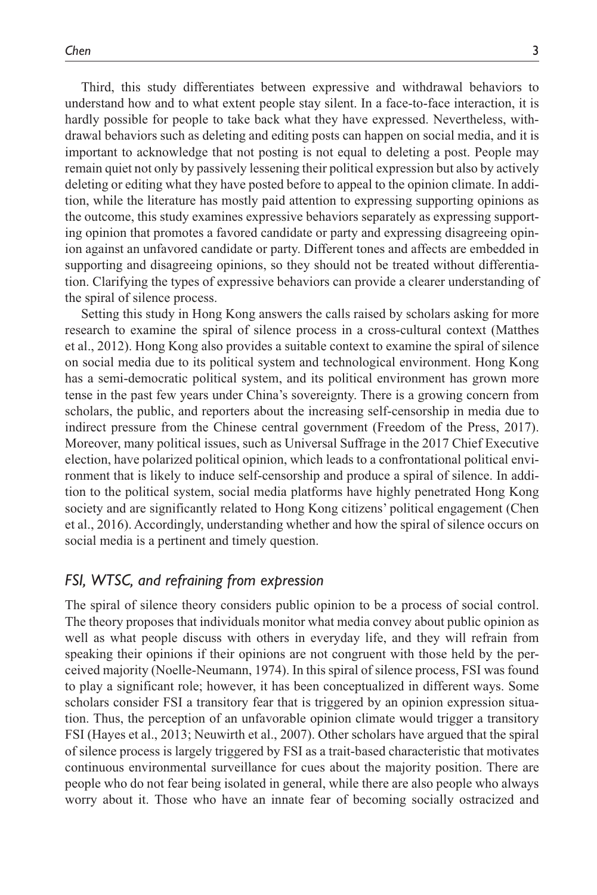Third, this study differentiates between expressive and withdrawal behaviors to understand how and to what extent people stay silent. In a face-to-face interaction, it is hardly possible for people to take back what they have expressed. Nevertheless, withdrawal behaviors such as deleting and editing posts can happen on social media, and it is important to acknowledge that not posting is not equal to deleting a post. People may remain quiet not only by passively lessening their political expression but also by actively deleting or editing what they have posted before to appeal to the opinion climate. In addition, while the literature has mostly paid attention to expressing supporting opinions as the outcome, this study examines expressive behaviors separately as expressing supporting opinion that promotes a favored candidate or party and expressing disagreeing opinion against an unfavored candidate or party. Different tones and affects are embedded in supporting and disagreeing opinions, so they should not be treated without differentiation. Clarifying the types of expressive behaviors can provide a clearer understanding of the spiral of silence process.

Setting this study in Hong Kong answers the calls raised by scholars asking for more research to examine the spiral of silence process in a cross-cultural context (Matthes et al., 2012). Hong Kong also provides a suitable context to examine the spiral of silence on social media due to its political system and technological environment. Hong Kong has a semi-democratic political system, and its political environment has grown more tense in the past few years under China's sovereignty. There is a growing concern from scholars, the public, and reporters about the increasing self-censorship in media due to indirect pressure from the Chinese central government (Freedom of the Press, 2017). Moreover, many political issues, such as Universal Suffrage in the 2017 Chief Executive election, have polarized political opinion, which leads to a confrontational political environment that is likely to induce self-censorship and produce a spiral of silence. In addition to the political system, social media platforms have highly penetrated Hong Kong society and are significantly related to Hong Kong citizens' political engagement (Chen et al., 2016). Accordingly, understanding whether and how the spiral of silence occurs on social media is a pertinent and timely question.

## *FSI, WTSC, and refraining from expression*

The spiral of silence theory considers public opinion to be a process of social control. The theory proposes that individuals monitor what media convey about public opinion as well as what people discuss with others in everyday life, and they will refrain from speaking their opinions if their opinions are not congruent with those held by the perceived majority (Noelle-Neumann, 1974). In this spiral of silence process, FSI was found to play a significant role; however, it has been conceptualized in different ways. Some scholars consider FSI a transitory fear that is triggered by an opinion expression situation. Thus, the perception of an unfavorable opinion climate would trigger a transitory FSI (Hayes et al., 2013; Neuwirth et al., 2007). Other scholars have argued that the spiral of silence process is largely triggered by FSI as a trait-based characteristic that motivates continuous environmental surveillance for cues about the majority position. There are people who do not fear being isolated in general, while there are also people who always worry about it. Those who have an innate fear of becoming socially ostracized and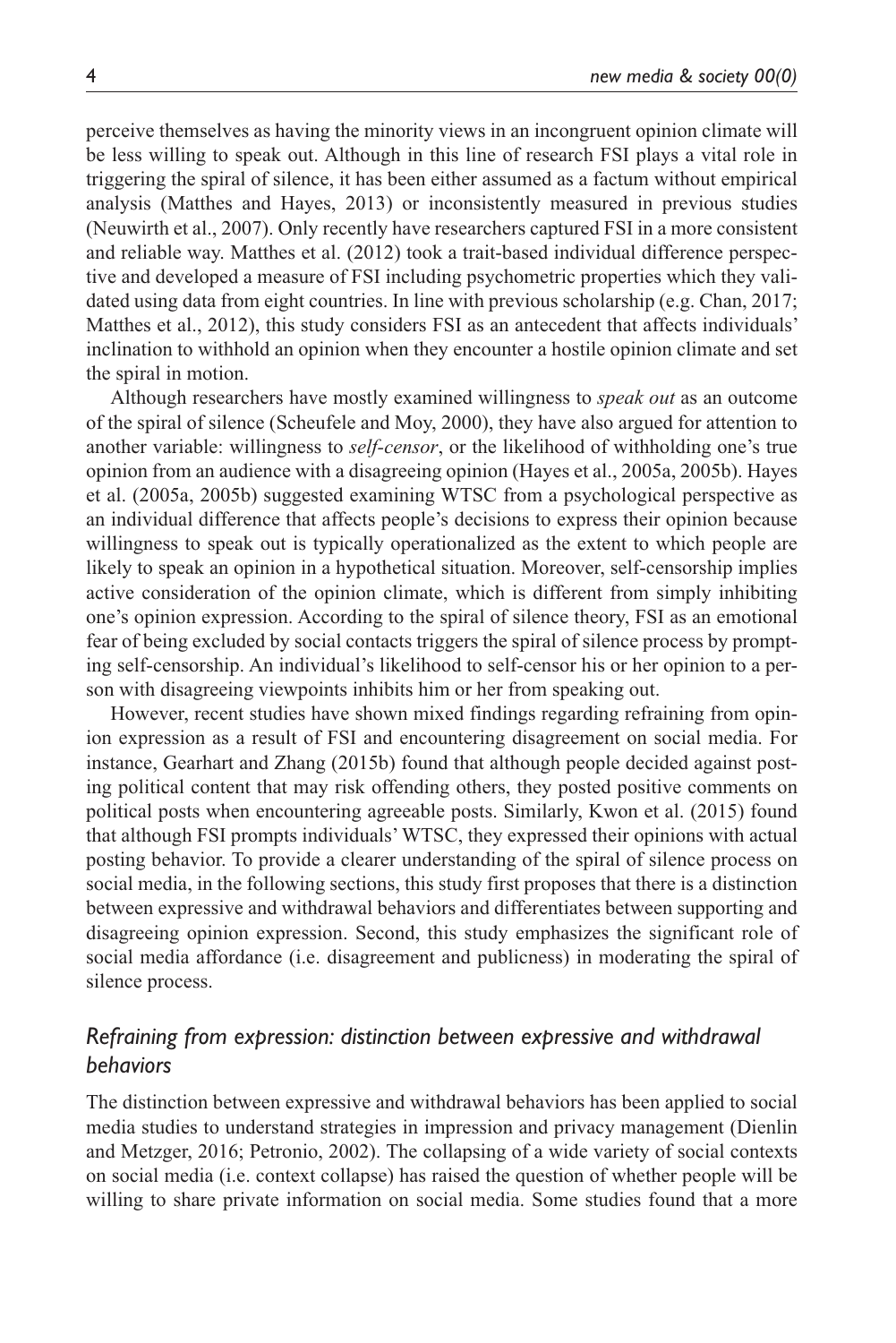perceive themselves as having the minority views in an incongruent opinion climate will be less willing to speak out. Although in this line of research FSI plays a vital role in triggering the spiral of silence, it has been either assumed as a factum without empirical analysis (Matthes and Hayes, 2013) or inconsistently measured in previous studies (Neuwirth et al., 2007). Only recently have researchers captured FSI in a more consistent and reliable way. Matthes et al. (2012) took a trait-based individual difference perspective and developed a measure of FSI including psychometric properties which they validated using data from eight countries. In line with previous scholarship (e.g. Chan, 2017; Matthes et al., 2012), this study considers FSI as an antecedent that affects individuals' inclination to withhold an opinion when they encounter a hostile opinion climate and set the spiral in motion.

Although researchers have mostly examined willingness to *speak out* as an outcome of the spiral of silence (Scheufele and Moy, 2000), they have also argued for attention to another variable: willingness to *self-censor*, or the likelihood of withholding one's true opinion from an audience with a disagreeing opinion (Hayes et al., 2005a, 2005b). Hayes et al. (2005a, 2005b) suggested examining WTSC from a psychological perspective as an individual difference that affects people's decisions to express their opinion because willingness to speak out is typically operationalized as the extent to which people are likely to speak an opinion in a hypothetical situation. Moreover, self-censorship implies active consideration of the opinion climate, which is different from simply inhibiting one's opinion expression. According to the spiral of silence theory, FSI as an emotional fear of being excluded by social contacts triggers the spiral of silence process by prompting self-censorship. An individual's likelihood to self-censor his or her opinion to a person with disagreeing viewpoints inhibits him or her from speaking out.

However, recent studies have shown mixed findings regarding refraining from opinion expression as a result of FSI and encountering disagreement on social media. For instance, Gearhart and Zhang (2015b) found that although people decided against posting political content that may risk offending others, they posted positive comments on political posts when encountering agreeable posts. Similarly, Kwon et al. (2015) found that although FSI prompts individuals' WTSC, they expressed their opinions with actual posting behavior. To provide a clearer understanding of the spiral of silence process on social media, in the following sections, this study first proposes that there is a distinction between expressive and withdrawal behaviors and differentiates between supporting and disagreeing opinion expression. Second, this study emphasizes the significant role of social media affordance (i.e. disagreement and publicness) in moderating the spiral of silence process.

### *Refraining from expression: distinction between expressive and withdrawal behaviors*

The distinction between expressive and withdrawal behaviors has been applied to social media studies to understand strategies in impression and privacy management (Dienlin and Metzger, 2016; Petronio, 2002). The collapsing of a wide variety of social contexts on social media (i.e. context collapse) has raised the question of whether people will be willing to share private information on social media. Some studies found that a more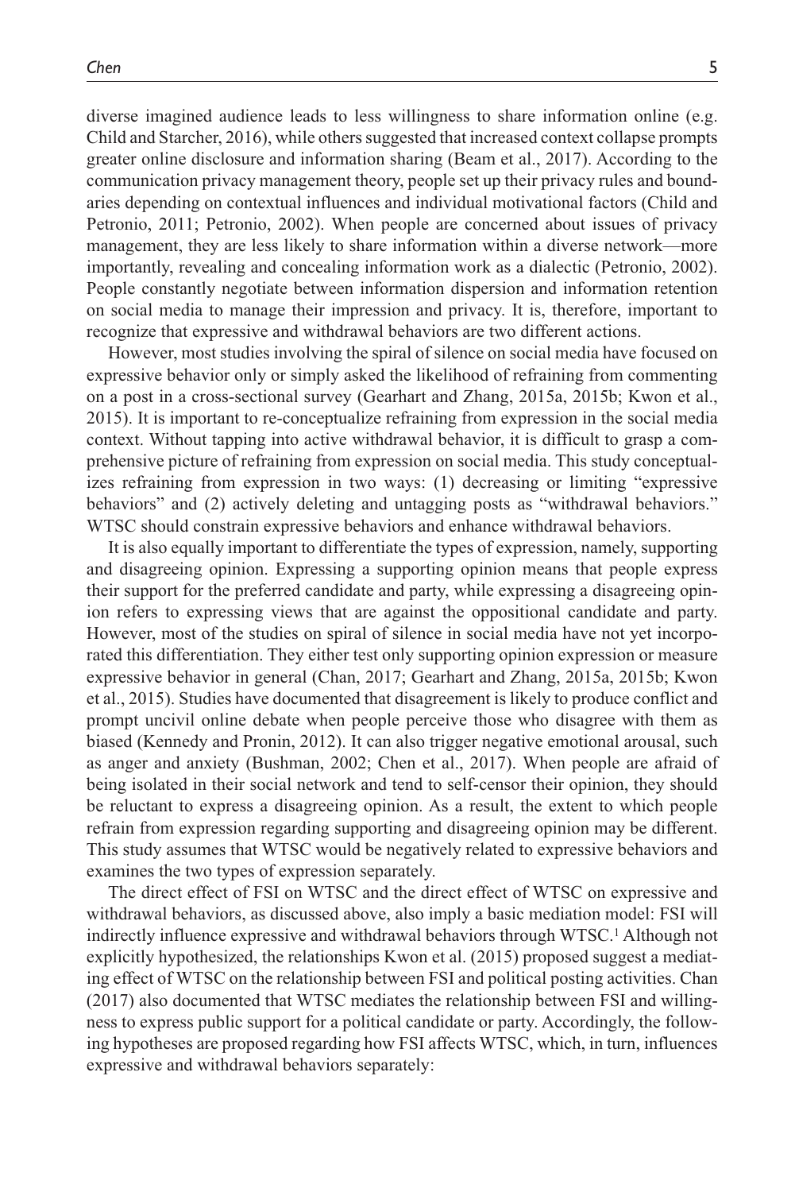diverse imagined audience leads to less willingness to share information online (e.g. Child and Starcher, 2016), while others suggested that increased context collapse prompts greater online disclosure and information sharing (Beam et al., 2017). According to the communication privacy management theory, people set up their privacy rules and boundaries depending on contextual influences and individual motivational factors (Child and Petronio, 2011; Petronio, 2002). When people are concerned about issues of privacy management, they are less likely to share information within a diverse network—more importantly, revealing and concealing information work as a dialectic (Petronio, 2002). People constantly negotiate between information dispersion and information retention on social media to manage their impression and privacy. It is, therefore, important to recognize that expressive and withdrawal behaviors are two different actions.

However, most studies involving the spiral of silence on social media have focused on expressive behavior only or simply asked the likelihood of refraining from commenting on a post in a cross-sectional survey (Gearhart and Zhang, 2015a, 2015b; Kwon et al., 2015). It is important to re-conceptualize refraining from expression in the social media context. Without tapping into active withdrawal behavior, it is difficult to grasp a comprehensive picture of refraining from expression on social media. This study conceptualizes refraining from expression in two ways: (1) decreasing or limiting "expressive behaviors" and (2) actively deleting and untagging posts as "withdrawal behaviors." WTSC should constrain expressive behaviors and enhance withdrawal behaviors.

It is also equally important to differentiate the types of expression, namely, supporting and disagreeing opinion. Expressing a supporting opinion means that people express their support for the preferred candidate and party, while expressing a disagreeing opinion refers to expressing views that are against the oppositional candidate and party. However, most of the studies on spiral of silence in social media have not yet incorporated this differentiation. They either test only supporting opinion expression or measure expressive behavior in general (Chan, 2017; Gearhart and Zhang, 2015a, 2015b; Kwon et al., 2015). Studies have documented that disagreement is likely to produce conflict and prompt uncivil online debate when people perceive those who disagree with them as biased (Kennedy and Pronin, 2012). It can also trigger negative emotional arousal, such as anger and anxiety (Bushman, 2002; Chen et al., 2017). When people are afraid of being isolated in their social network and tend to self-censor their opinion, they should be reluctant to express a disagreeing opinion. As a result, the extent to which people refrain from expression regarding supporting and disagreeing opinion may be different. This study assumes that WTSC would be negatively related to expressive behaviors and examines the two types of expression separately.

The direct effect of FSI on WTSC and the direct effect of WTSC on expressive and withdrawal behaviors, as discussed above, also imply a basic mediation model: FSI will indirectly influence expressive and withdrawal behaviors through WTSC.[1] Although not explicitly hypothesized, the relationships Kwon et al. (2015) proposed suggest a mediating effect of WTSC on the relationship between FSI and political posting activities. Chan (2017) also documented that WTSC mediates the relationship between FSI and willingness to express public support for a political candidate or party. Accordingly, the following hypotheses are proposed regarding how FSI affects WTSC, which, in turn, influences expressive and withdrawal behaviors separately: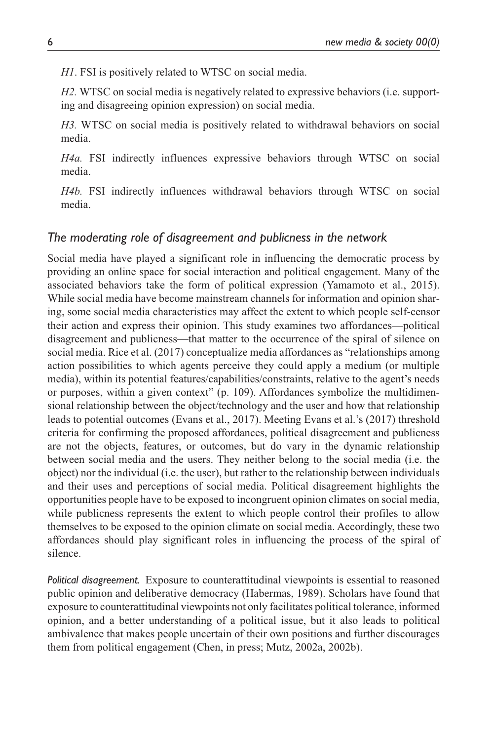*H1*. FSI is positively related to WTSC on social media.

*H2.* WTSC on social media is negatively related to expressive behaviors (i.e. supporting and disagreeing opinion expression) on social media.

*H3.* WTSC on social media is positively related to withdrawal behaviors on social media.

*H4a.* FSI indirectly influences expressive behaviors through WTSC on social media.

*H4b.* FSI indirectly influences withdrawal behaviors through WTSC on social media.

## *The moderating role of disagreement and publicness in the network*

Social media have played a significant role in influencing the democratic process by providing an online space for social interaction and political engagement. Many of the associated behaviors take the form of political expression (Yamamoto et al., 2015). While social media have become mainstream channels for information and opinion sharing, some social media characteristics may affect the extent to which people self-censor their action and express their opinion. This study examines two affordances—political disagreement and publicness—that matter to the occurrence of the spiral of silence on social media. Rice et al. (2017) conceptualize media affordances as "relationships among action possibilities to which agents perceive they could apply a medium (or multiple media), within its potential features/capabilities/constraints, relative to the agent's needs or purposes, within a given context" (p. 109). Affordances symbolize the multidimensional relationship between the object/technology and the user and how that relationship leads to potential outcomes (Evans et al., 2017). Meeting Evans et al.'s (2017) threshold criteria for confirming the proposed affordances, political disagreement and publicness are not the objects, features, or outcomes, but do vary in the dynamic relationship between social media and the users. They neither belong to the social media (i.e. the object) nor the individual (i.e. the user), but rather to the relationship between individuals and their uses and perceptions of social media. Political disagreement highlights the opportunities people have to be exposed to incongruent opinion climates on social media, while publicness represents the extent to which people control their profiles to allow themselves to be exposed to the opinion climate on social media. Accordingly, these two affordances should play significant roles in influencing the process of the spiral of silence.

*Political disagreement.* Exposure to counterattitudinal viewpoints is essential to reasoned public opinion and deliberative democracy (Habermas, 1989). Scholars have found that exposure to counterattitudinal viewpoints not only facilitates political tolerance, informed opinion, and a better understanding of a political issue, but it also leads to political ambivalence that makes people uncertain of their own positions and further discourages them from political engagement (Chen, in press; Mutz, 2002a, 2002b).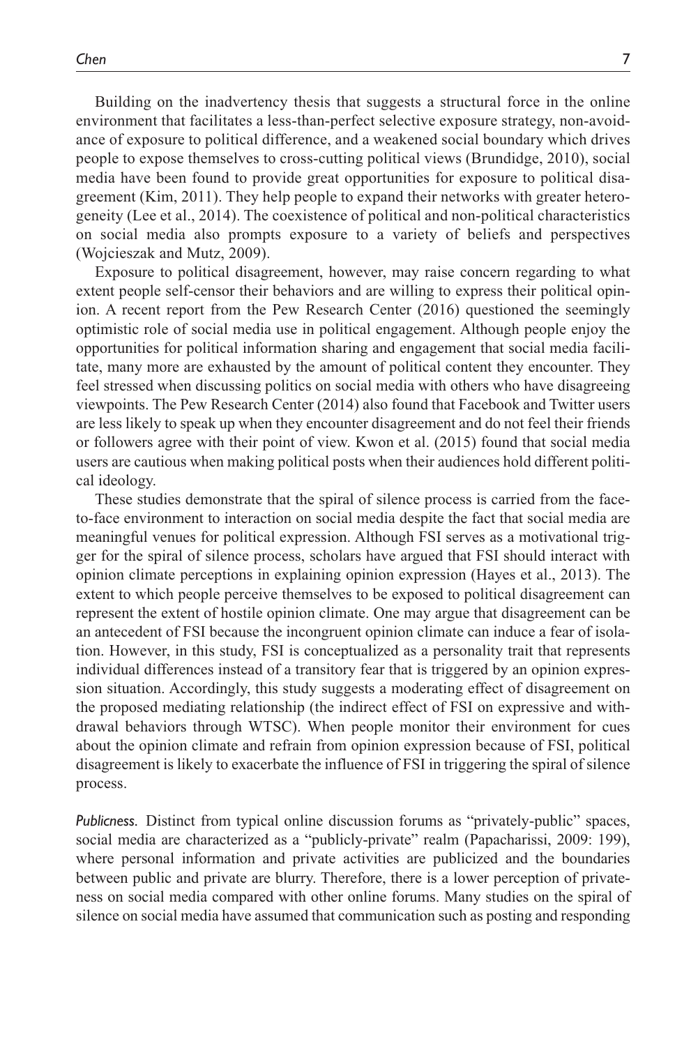Building on the inadvertency thesis that suggests a structural force in the online environment that facilitates a less-than-perfect selective exposure strategy, non-avoidance of exposure to political difference, and a weakened social boundary which drives people to expose themselves to cross-cutting political views (Brundidge, 2010), social media have been found to provide great opportunities for exposure to political disagreement (Kim, 2011). They help people to expand their networks with greater heterogeneity (Lee et al., 2014). The coexistence of political and non-political characteristics on social media also prompts exposure to a variety of beliefs and perspectives (Wojcieszak and Mutz, 2009).

Exposure to political disagreement, however, may raise concern regarding to what extent people self-censor their behaviors and are willing to express their political opinion. A recent report from the Pew Research Center (2016) questioned the seemingly optimistic role of social media use in political engagement. Although people enjoy the opportunities for political information sharing and engagement that social media facilitate, many more are exhausted by the amount of political content they encounter. They feel stressed when discussing politics on social media with others who have disagreeing viewpoints. The Pew Research Center (2014) also found that Facebook and Twitter users are less likely to speak up when they encounter disagreement and do not feel their friends or followers agree with their point of view. Kwon et al. (2015) found that social media users are cautious when making political posts when their audiences hold different political ideology.

These studies demonstrate that the spiral of silence process is carried from the face-to-face environment to interaction on social media despite the fact that social media are meaningful venues for political expression. Although FSI serves as a motivational trigger for the spiral of silence process, scholars have argued that FSI should interact with opinion climate perceptions in explaining opinion expression (Hayes et al., 2013). The extent to which people perceive themselves to be exposed to political disagreement can represent the extent of hostile opinion climate. One may argue that disagreement can be an antecedent of FSI because the incongruent opinion climate can induce a fear of isolation. However, in this study, FSI is conceptualized as a personality trait that represents individual differences instead of a transitory fear that is triggered by an opinion expression situation. Accordingly, this study suggests a moderating effect of disagreement on the proposed mediating relationship (the indirect effect of FSI on expressive and withdrawal behaviors through WTSC). When people monitor their environment for cues about the opinion climate and refrain from opinion expression because of FSI, political disagreement is likely to exacerbate the influence of FSI in triggering the spiral of silence process.

*Publicness.* Distinct from typical online discussion forums as "privately-public" spaces, social media are characterized as a "publicly-private" realm (Papacharissi, 2009: 199), where personal information and private activities are publicized and the boundaries between public and private are blurry. Therefore, there is a lower perception of privateness on social media compared with other online forums. Many studies on the spiral of silence on social media have assumed that communication such as posting and responding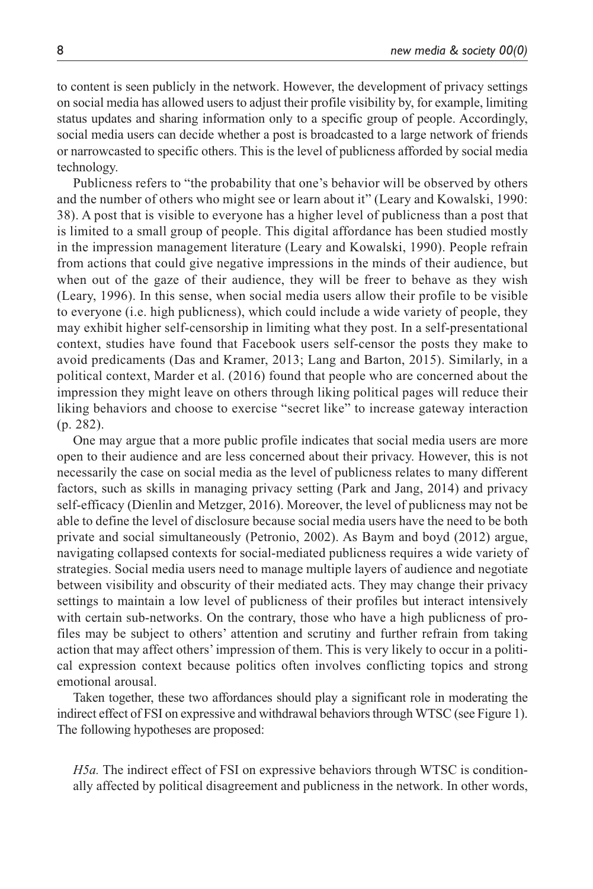to content is seen publicly in the network. However, the development of privacy settings on social media has allowed users to adjust their profile visibility by, for example, limiting status updates and sharing information only to a specific group of people. Accordingly, social media users can decide whether a post is broadcasted to a large network of friends or narrowcasted to specific others. This is the level of publicness afforded by social media technology.

Publicness refers to "the probability that one's behavior will be observed by others and the number of others who might see or learn about it" (Leary and Kowalski, 1990: 38). A post that is visible to everyone has a higher level of publicness than a post that is limited to a small group of people. This digital affordance has been studied mostly in the impression management literature (Leary and Kowalski, 1990). People refrain from actions that could give negative impressions in the minds of their audience, but when out of the gaze of their audience, they will be freer to behave as they wish (Leary, 1996). In this sense, when social media users allow their profile to be visible to everyone (i.e. high publicness), which could include a wide variety of people, they may exhibit higher self-censorship in limiting what they post. In a self-presentational context, studies have found that Facebook users self-censor the posts they make to avoid predicaments (Das and Kramer, 2013; Lang and Barton, 2015). Similarly, in a political context, Marder et al. (2016) found that people who are concerned about the impression they might leave on others through liking political pages will reduce their liking behaviors and choose to exercise "secret like" to increase gateway interaction (p. 282).

One may argue that a more public profile indicates that social media users are more open to their audience and are less concerned about their privacy. However, this is not necessarily the case on social media as the level of publicness relates to many different factors, such as skills in managing privacy setting (Park and Jang, 2014) and privacy self-efficacy (Dienlin and Metzger, 2016). Moreover, the level of publicness may not be able to define the level of disclosure because social media users have the need to be both private and social simultaneously (Petronio, 2002). As Baym and boyd (2012) argue, navigating collapsed contexts for social-mediated publicness requires a wide variety of strategies. Social media users need to manage multiple layers of audience and negotiate between visibility and obscurity of their mediated acts. They may change their privacy settings to maintain a low level of publicness of their profiles but interact intensively with certain sub-networks. On the contrary, those who have a high publicness of profiles may be subject to others' attention and scrutiny and further refrain from taking action that may affect others' impression of them. This is very likely to occur in a political expression context because politics often involves conflicting topics and strong emotional arousal.

Taken together, these two affordances should play a significant role in moderating the indirect effect of FSI on expressive and withdrawal behaviors through WTSC (see Figure 1). The following hypotheses are proposed:

*H5a.* The indirect effect of FSI on expressive behaviors through WTSC is conditionally affected by political disagreement and publicness in the network. In other words,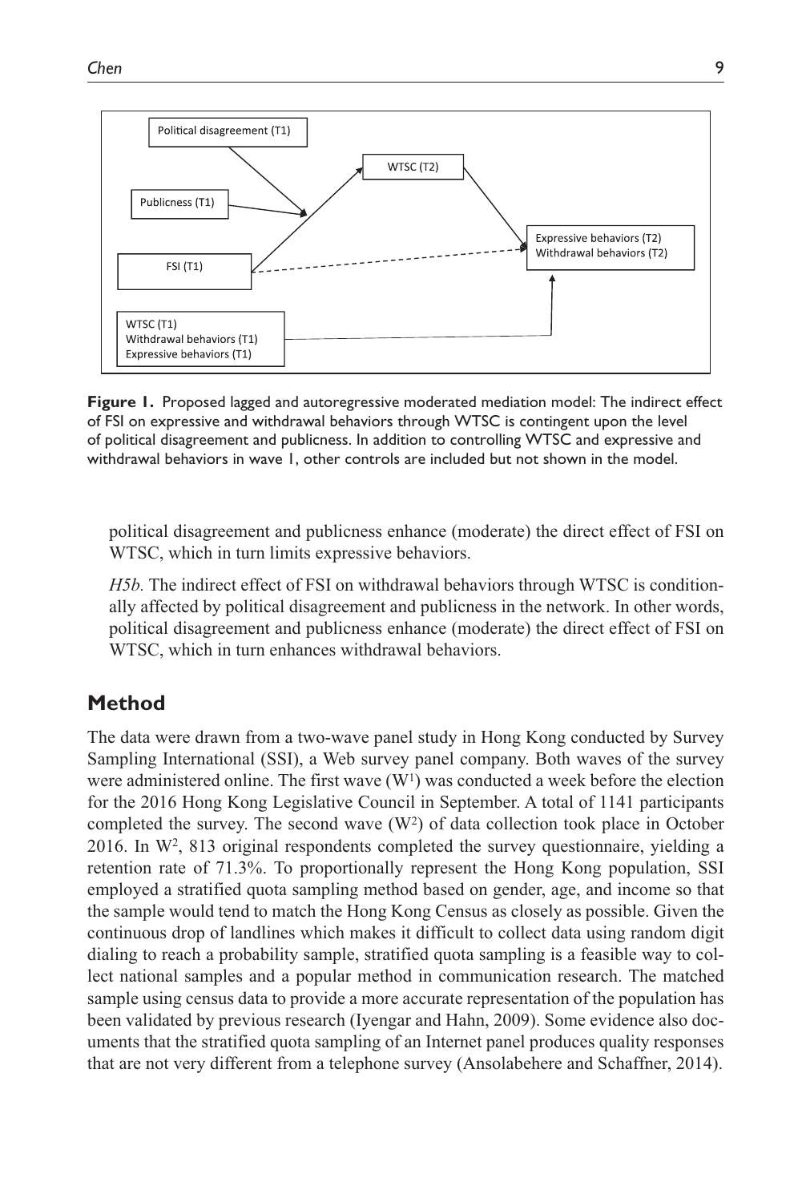**Figure 1.** Proposed lagged and autoregressive moderated mediation model: The indirect effect of FSI on expressive and withdrawal behaviors through WTSC is contingent upon the level of political disagreement and publicness. In addition to controlling WTSC and expressive and withdrawal behaviors in wave 1, other controls are included but not shown in the model.

political disagreement and publicness enhance (moderate) the direct effect of FSI on WTSC, which in turn limits expressive behaviors.

*H5b.* The indirect effect of FSI on withdrawal behaviors through WTSC is conditionally affected by political disagreement and publicness in the network. In other words, political disagreement and publicness enhance (moderate) the direct effect of FSI on WTSC, which in turn enhances withdrawal behaviors.

## Method

The data were drawn from a two-wave panel study in Hong Kong conducted by Survey Sampling International (SSI), a Web survey panel company. Both waves of the survey were administered online. The first wave ($W^1$) was conducted a week before the election for the 2016 Hong Kong Legislative Council in September. A total of 1141 participants completed the survey. The second wave ($W^2$) of data collection took place in October 2016. In $W^2$, 813 original respondents completed the survey questionnaire, yielding a retention rate of 71.3%. To proportionally represent the Hong Kong population, SSI employed a stratified quota sampling method based on gender, age, and income so that the sample would tend to match the Hong Kong Census as closely as possible. Given the continuous drop of landlines which makes it difficult to collect data using random digit dialing to reach a probability sample, stratified quota sampling is a feasible way to collect national samples and a popular method in communication research. The matched sample using census data to provide a more accurate representation of the population has been validated by previous research (Iyengar and Hahn, 2009). Some evidence also documents that the stratified quota sampling of an Internet panel produces quality responses that are not very different from a telephone survey (Ansolabehere and Schaffner, 2014).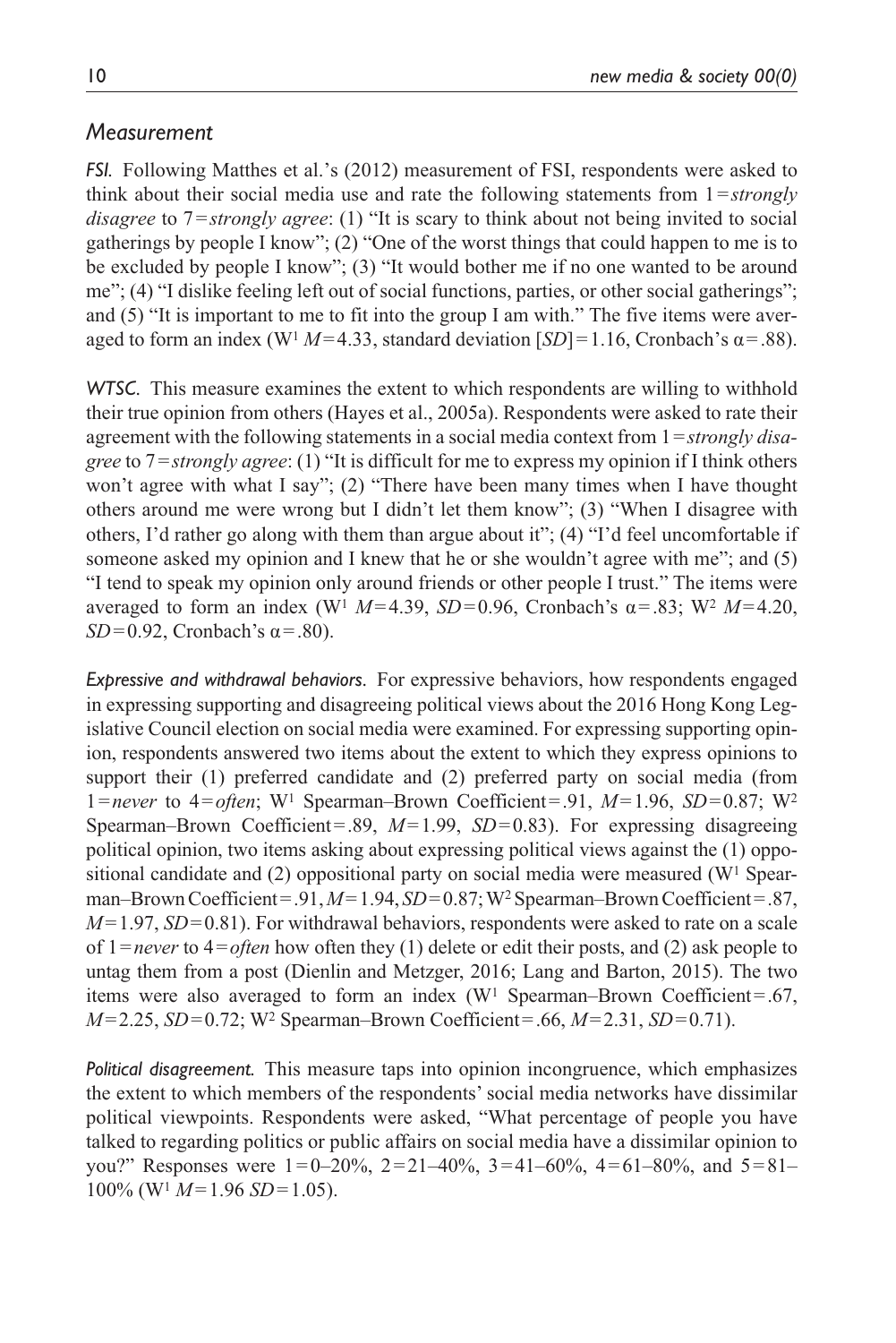## *Measurement*

***FSI.*** Following Matthes et al.'s (2012) measurement of FSI, respondents were asked to think about their social media use and rate the following statements from 1 = *strongly disagree* to 7 = *strongly agree*: (1) "It is scary to think about not being invited to social gatherings by people I know"; (2) "One of the worst things that could happen to me is to be excluded by people I know"; (3) "It would bother me if no one wanted to be around me"; (4) "I dislike feeling left out of social functions, parties, or other social gatherings"; and (5) "It is important to me to fit into the group I am with." The five items were averaged to form an index ($W^1$ $M = 4.33$, standard deviation [$SD$] = 1.16, Cronbach's $\alpha = .88$).

***WTSC.*** This measure examines the extent to which respondents are willing to withhold their true opinion from others (Hayes et al., 2005a). Respondents were asked to rate their agreement with the following statements in a social media context from 1 = *strongly disagree* to 7 = *strongly agree*: (1) "It is difficult for me to express my opinion if I think others won't agree with what I say"; (2) "There have been many times when I have thought others around me were wrong but I didn't let them know"; (3) "When I disagree with others, I'd rather go along with them than argue about it"; (4) "I'd feel uncomfortable if someone asked my opinion and I knew that he or she wouldn't agree with me"; and (5) "I tend to speak my opinion only around friends or other people I trust." The items were averaged to form an index ($W^1$ $M = 4.39$, $SD = 0.96$, Cronbach's $\alpha = .83$; $W^2$ $M = 4.20$, $SD = 0.92$, Cronbach's $\alpha = .80$).

***Expressive and withdrawal behaviors.*** For expressive behaviors, how respondents engaged in expressing supporting and disagreeing political views about the 2016 Hong Kong Legislative Council election on social media were examined. For expressing supporting opinion, respondents answered two items about the extent to which they express opinions to support their (1) preferred candidate and (2) preferred party on social media (from 1 = *never* to 4 = *often*; $W^1$ Spearman–Brown Coefficient = .91, $M = 1.96$, $SD = 0.87$; $W^2$ Spearman–Brown Coefficient = .89, $M = 1.99$, $SD = 0.83$). For expressing disagreeing political opinion, two items asking about expressing political views against the (1) oppositional candidate and (2) oppositional party on social media were measured ($W^1$ Spearman–Brown Coefficient = .91, $M = 1.94$, $SD = 0.87$; $W^2$ Spearman–Brown Coefficient = .87, $M = 1.97$, $SD = 0.81$). For withdrawal behaviors, respondents were asked to rate on a scale of 1 = *never* to 4 = *often* how often they (1) delete or edit their posts, and (2) ask people to untag them from a post (Dienlin and Metzger, 2016; Lang and Barton, 2015). The two items were also averaged to form an index ($W^1$ Spearman–Brown Coefficient = .67, $M = 2.25$, $SD = 0.72$; $W^2$ Spearman–Brown Coefficient = .66, $M = 2.31$, $SD = 0.71$).

***Political disagreement.*** This measure taps into opinion incongruence, which emphasizes the extent to which members of the respondents' social media networks have dissimilar political viewpoints. Respondents were asked, "What percentage of people you have talked to regarding politics or public affairs on social media have a dissimilar opinion to you?" Responses were 1 = 0–20%, 2 = 21–40%, 3 = 41–60%, 4 = 61–80%, and 5 = 81–100% ($W^1$ $M = 1.96$ $SD = 1.05$).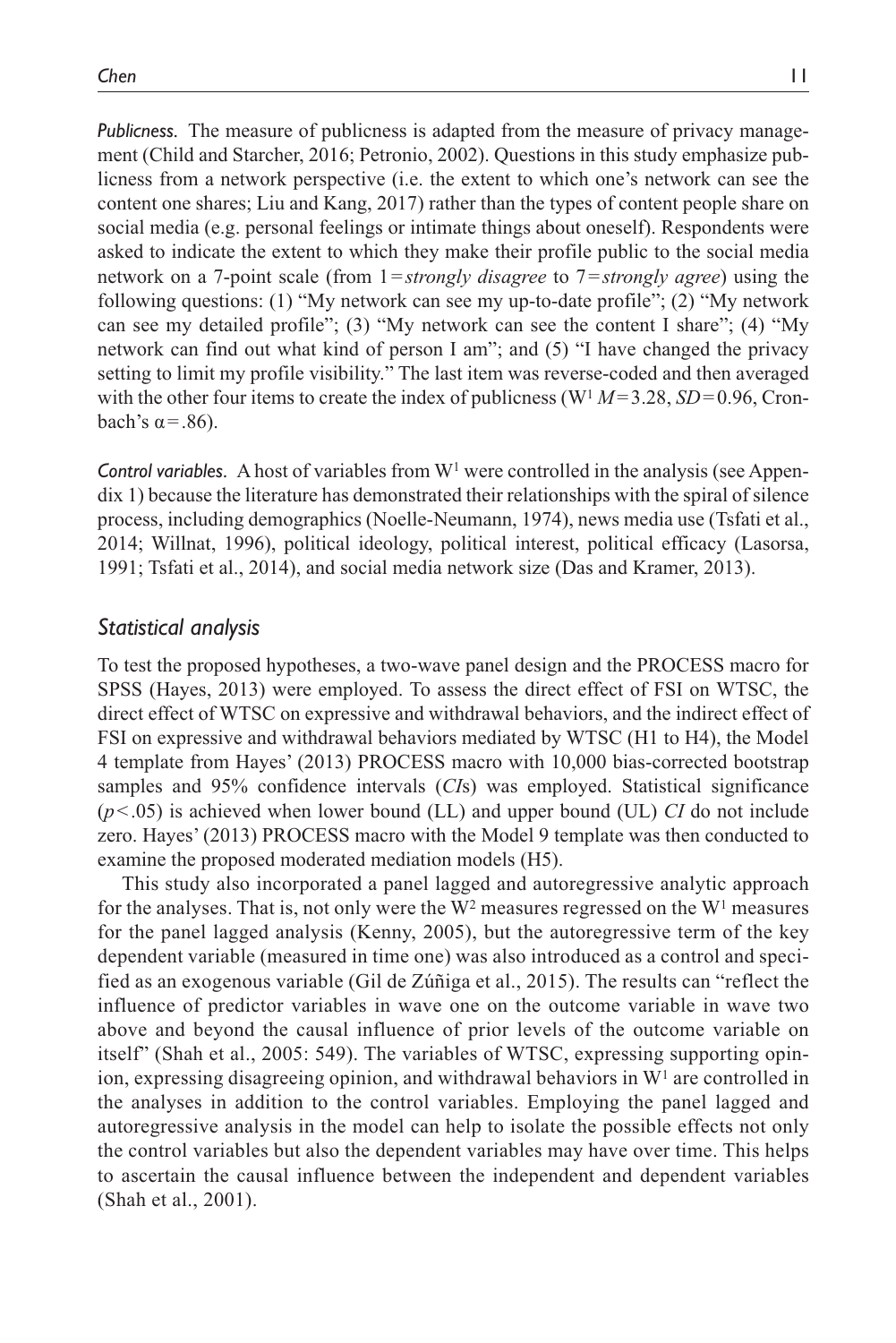*Publicness*. The measure of publicness is adapted from the measure of privacy management (Child and Starcher, 2016; Petronio, 2002). Questions in this study emphasize publicness from a network perspective (i.e. the extent to which one's network can see the content one shares; Liu and Kang, 2017) rather than the types of content people share on social media (e.g. personal feelings or intimate things about oneself). Respondents were asked to indicate the extent to which they make their profile public to the social media network on a 7-point scale (from 1 = *strongly disagree* to 7 = *strongly agree*) using the following questions: (1) "My network can see my up-to-date profile"; (2) "My network can see my detailed profile"; (3) "My network can see the content I share"; (4) "My network can find out what kind of person I am"; and (5) "I have changed the privacy setting to limit my profile visibility." The last item was reverse-coded and then averaged with the other four items to create the index of publicness ($W^1$ $M = 3.28$, $SD = 0.96$, Cronbach's $\alpha = .86$).

*Control variables*. A host of variables from $W^1$ were controlled in the analysis (see Appendix 1) because the literature has demonstrated their relationships with the spiral of silence process, including demographics (Noelle-Neumann, 1974), news media use (Tsfati et al., 2014; Willnat, 1996), political ideology, political interest, political efficacy (Lasorsa, 1991; Tsfati et al., 2014), and social media network size (Das and Kramer, 2013).

### *Statistical analysis*

To test the proposed hypotheses, a two-wave panel design and the PROCESS macro for SPSS (Hayes, 2013) were employed. To assess the direct effect of FSI on WTSC, the direct effect of WTSC on expressive and withdrawal behaviors, and the indirect effect of FSI on expressive and withdrawal behaviors mediated by WTSC (H1 to H4), the Model 4 template from Hayes' (2013) PROCESS macro with 10,000 bias-corrected bootstrap samples and 95% confidence intervals (*CI*s) was employed. Statistical significance ($p < .05$) is achieved when lower bound (LL) and upper bound (UL) *CI* do not include zero. Hayes' (2013) PROCESS macro with the Model 9 template was then conducted to examine the proposed moderated mediation models (H5).

This study also incorporated a panel lagged and autoregressive analytic approach for the analyses. That is, not only were the $W^2$ measures regressed on the $W^1$ measures for the panel lagged analysis (Kenny, 2005), but the autoregressive term of the key dependent variable (measured in time one) was also introduced as a control and specified as an exogenous variable (Gil de Zúñiga et al., 2015). The results can "reflect the influence of predictor variables in wave one on the outcome variable in wave two above and beyond the causal influence of prior levels of the outcome variable on itself" (Shah et al., 2005: 549). The variables of WTSC, expressing supporting opinion, expressing disagreeing opinion, and withdrawal behaviors in $W^1$ are controlled in the analyses in addition to the control variables. Employing the panel lagged and autoregressive analysis in the model can help to isolate the possible effects not only the control variables but also the dependent variables may have over time. This helps to ascertain the causal influence between the independent and dependent variables (Shah et al., 2001).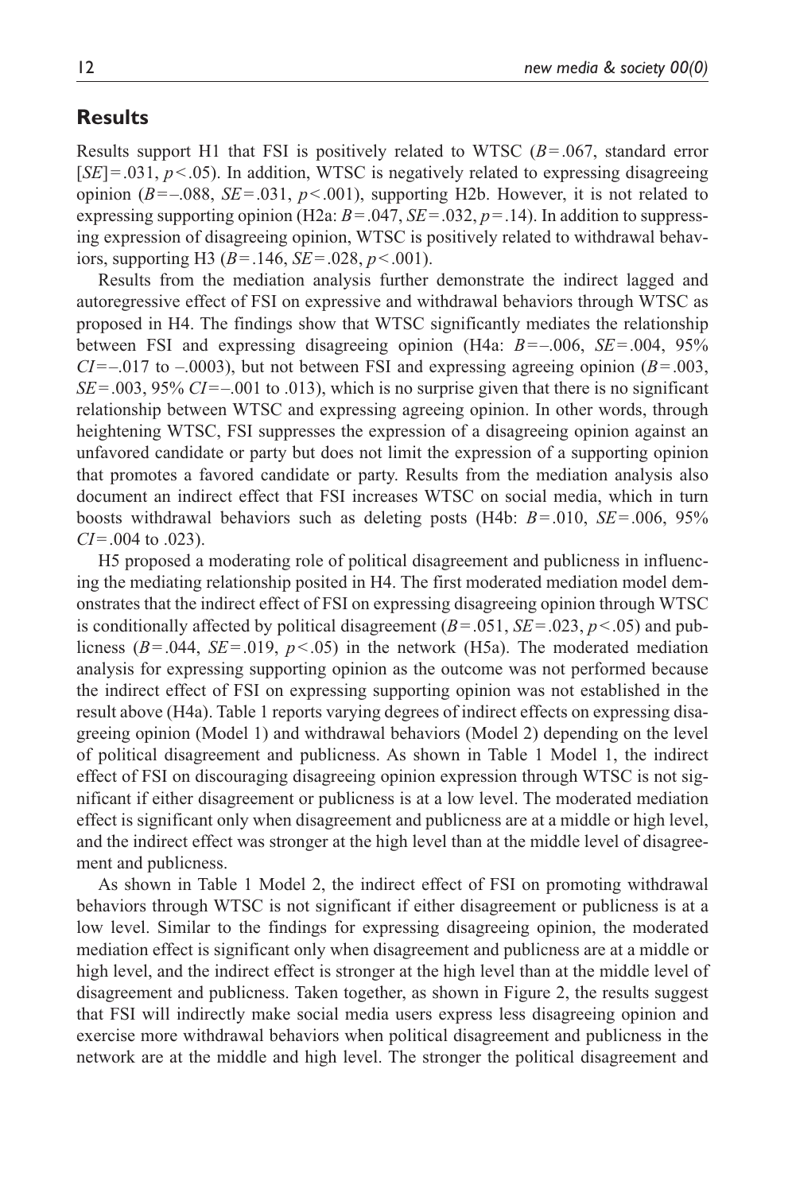## Results

Results support H1 that FSI is positively related to WTSC ($B = .067$, standard error [$SE$] $= .031$, $p < .05$). In addition, WTSC is negatively related to expressing disagreeing opinion ($B = -.088$, $SE = .031$, $p < .001$), supporting H2b. However, it is not related to expressing supporting opinion (H2a: $B = .047$, $SE = .032$, $p = .14$). In addition to suppressing expression of disagreeing opinion, WTSC is positively related to withdrawal behaviors, supporting H3 ($B = .146$, $SE = .028$, $p < .001$).

Results from the mediation analysis further demonstrate the indirect lagged and autoregressive effect of FSI on expressive and withdrawal behaviors through WTSC as proposed in H4. The findings show that WTSC significantly mediates the relationship between FSI and expressing disagreeing opinion (H4a: $B = -.006$, $SE = .004$, 95% $CI = -.017$ to $-.0003$), but not between FSI and expressing agreeing opinion ($B = .003$, $SE = .003$, 95% $CI = -.001$ to $.013$), which is no surprise given that there is no significant relationship between WTSC and expressing agreeing opinion. In other words, through heightening WTSC, FSI suppresses the expression of a disagreeing opinion against an unfavored candidate or party but does not limit the expression of a supporting opinion that promotes a favored candidate or party. Results from the mediation analysis also document an indirect effect that FSI increases WTSC on social media, which in turn boosts withdrawal behaviors such as deleting posts (H4b: $B = .010$, $SE = .006$, 95% $CI = .004$ to $.023$).

H5 proposed a moderating role of political disagreement and publicness in influencing the mediating relationship posited in H4. The first moderated mediation model demonstrates that the indirect effect of FSI on expressing disagreeing opinion through WTSC is conditionally affected by political disagreement ($B = .051$, $SE = .023$, $p < .05$) and publicness ($B = .044$, $SE = .019$, $p < .05$) in the network (H5a). The moderated mediation analysis for expressing supporting opinion as the outcome was not performed because the indirect effect of FSI on expressing supporting opinion was not established in the result above (H4a). Table 1 reports varying degrees of indirect effects on expressing disagreeing opinion (Model 1) and withdrawal behaviors (Model 2) depending on the level of political disagreement and publicness. As shown in Table 1 Model 1, the indirect effect of FSI on discouraging disagreeing opinion expression through WTSC is not significant if either disagreement or publicness is at a low level. The moderated mediation effect is significant only when disagreement and publicness are at a middle or high level, and the indirect effect was stronger at the high level than at the middle level of disagreement and publicness.

As shown in Table 1 Model 2, the indirect effect of FSI on promoting withdrawal behaviors through WTSC is not significant if either disagreement or publicness is at a low level. Similar to the findings for expressing disagreeing opinion, the moderated mediation effect is significant only when disagreement and publicness are at a middle or high level, and the indirect effect is stronger at the high level than at the middle level of disagreement and publicness. Taken together, as shown in Figure 2, the results suggest that FSI will indirectly make social media users express less disagreeing opinion and exercise more withdrawal behaviors when political disagreement and publicness in the network are at the middle and high level. The stronger the political disagreement and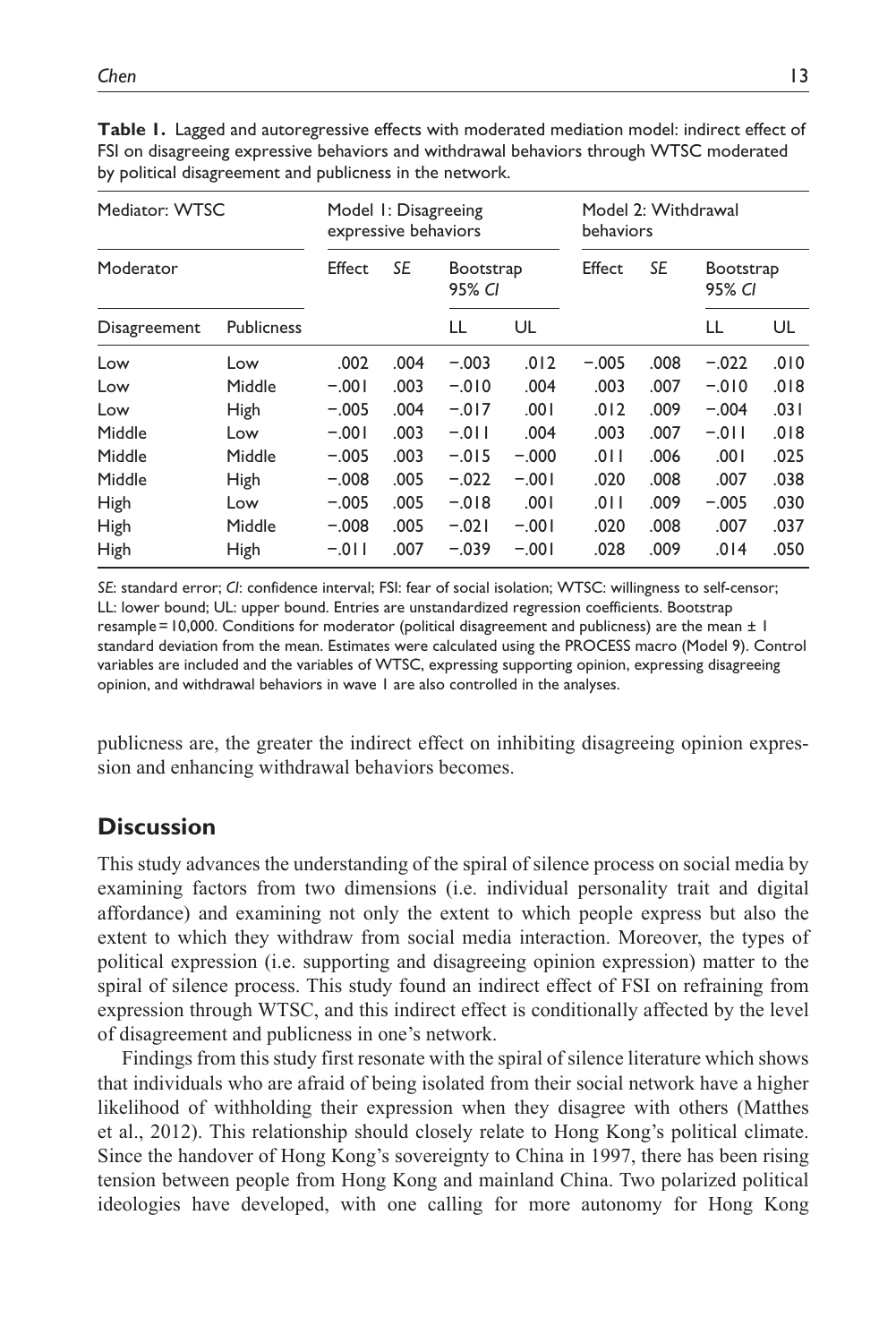**Table 1.** Lagged and autoregressive effects with moderated mediation model: indirect effect of FSI on disagreeing expressive behaviors and withdrawal behaviors through WTSC moderated by political disagreement and publicness in the network.

| Mediator: WTSC | | Model 1: Disagreeing expressive behaviors | | | | Model 2: Withdrawal behaviors | | | |
|---|---|---|---|---|---|---|---|---|---|
| Moderator | | Effect | *SE* | Bootstrap 95% *CI* | | Effect | *SE* | Bootstrap 95% *CI* | |
| Disagreement | Publicness | | | LL | UL | | | LL | UL |
| Low | Low | .002 | .004 | −.003 | .012 | −.005 | .008 | −.022 | .010 |
| Low | Middle | −.001 | .003 | −.010 | .004 | .003 | .007 | −.010 | .018 |
| Low | High | −.005 | .004 | −.017 | .001 | .012 | .009 | −.004 | .031 |
| Middle | Low | −.001 | .003 | −.011 | .004 | .003 | .007 | −.011 | .018 |
| Middle | Middle | −.005 | .003 | −.015 | −.000 | .011 | .006 | .001 | .025 |
| Middle | High | −.008 | .005 | −.022 | −.001 | .020 | .008 | .007 | .038 |
| High | Low | −.005 | .005 | −.018 | .001 | .011 | .009 | −.005 | .030 |
| High | Middle | −.008 | .005 | −.021 | −.001 | .020 | .008 | .007 | .037 |
| High | High | −.011 | .007 | −.039 | −.001 | .028 | .009 | .014 | .050 |

*SE*: standard error; *CI*: confidence interval; FSI: fear of social isolation; WTSC: willingness to self-censor; LL: lower bound; UL: upper bound. Entries are unstandardized regression coefficients. Bootstrap resample = 10,000. Conditions for moderator (political disagreement and publicness) are the mean ± 1 standard deviation from the mean. Estimates were calculated using the PROCESS macro (Model 9). Control variables are included and the variables of WTSC, expressing supporting opinion, expressing disagreeing opinion, and withdrawal behaviors in wave 1 are also controlled in the analyses.

publicness are, the greater the indirect effect on inhibiting disagreeing opinion expression and enhancing withdrawal behaviors becomes.

## Discussion

This study advances the understanding of the spiral of silence process on social media by examining factors from two dimensions (i.e. individual personality trait and digital affordance) and examining not only the extent to which people express but also the extent to which they withdraw from social media interaction. Moreover, the types of political expression (i.e. supporting and disagreeing opinion expression) matter to the spiral of silence process. This study found an indirect effect of FSI on refraining from expression through WTSC, and this indirect effect is conditionally affected by the level of disagreement and publicness in one's network.

Findings from this study first resonate with the spiral of silence literature which shows that individuals who are afraid of being isolated from their social network have a higher likelihood of withholding their expression when they disagree with others (Matthes et al., 2012). This relationship should closely relate to Hong Kong's political climate. Since the handover of Hong Kong's sovereignty to China in 1997, there has been rising tension between people from Hong Kong and mainland China. Two polarized political ideologies have developed, with one calling for more autonomy for Hong Kong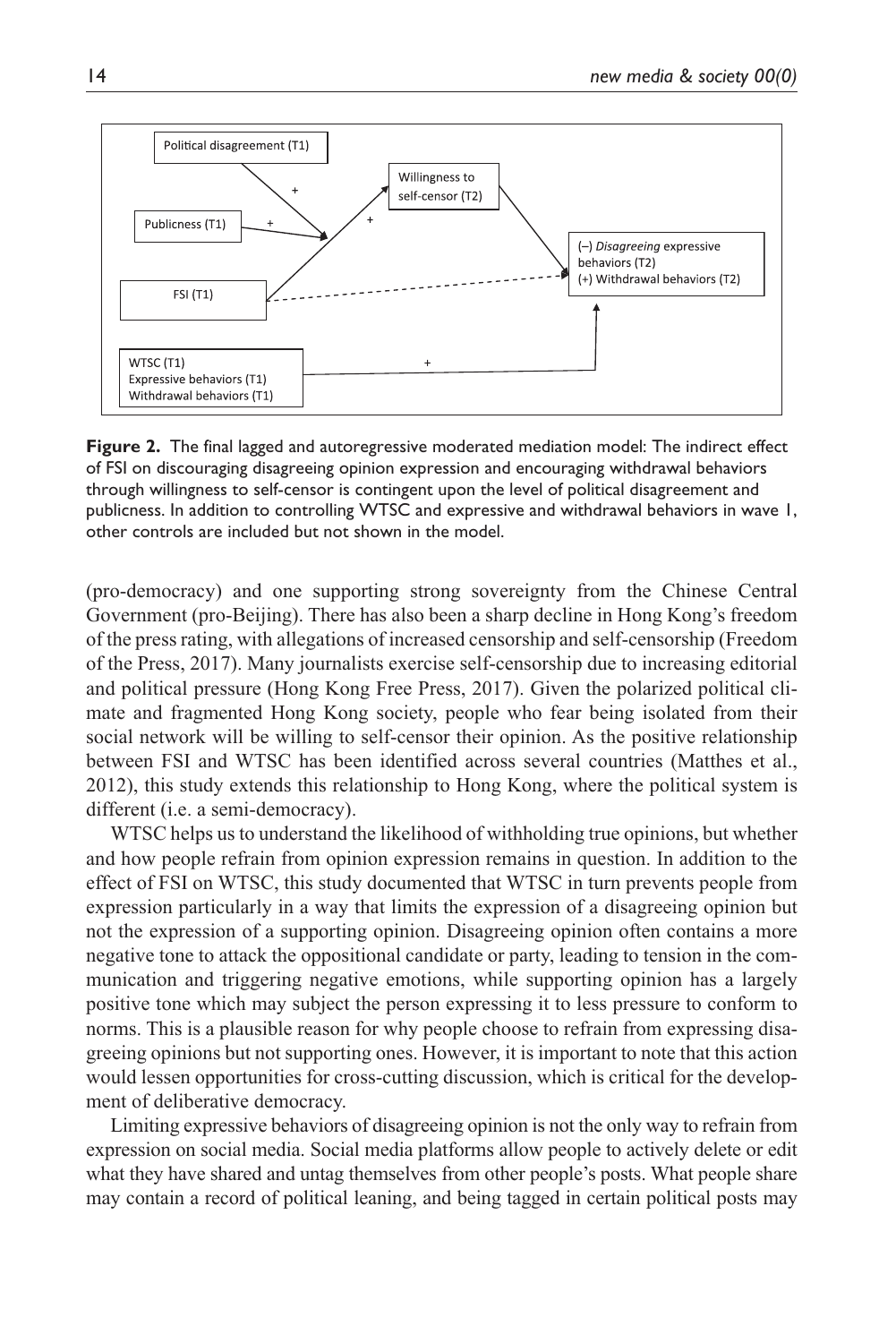**Figure 2.** The final lagged and autoregressive moderated mediation model: The indirect effect of FSI on discouraging disagreeing opinion expression and encouraging withdrawal behaviors through willingness to self-censor is contingent upon the level of political disagreement and publicness. In addition to controlling WTSC and expressive and withdrawal behaviors in wave 1, other controls are included but not shown in the model.

(pro-democracy) and one supporting strong sovereignty from the Chinese Central Government (pro-Beijing). There has also been a sharp decline in Hong Kong's freedom of the press rating, with allegations of increased censorship and self-censorship (Freedom of the Press, 2017). Many journalists exercise self-censorship due to increasing editorial and political pressure (Hong Kong Free Press, 2017). Given the polarized political climate and fragmented Hong Kong society, people who fear being isolated from their social network will be willing to self-censor their opinion. As the positive relationship between FSI and WTSC has been identified across several countries (Matthes et al., 2012), this study extends this relationship to Hong Kong, where the political system is different (i.e. a semi-democracy).

WTSC helps us to understand the likelihood of withholding true opinions, but whether and how people refrain from opinion expression remains in question. In addition to the effect of FSI on WTSC, this study documented that WTSC in turn prevents people from expression particularly in a way that limits the expression of a disagreeing opinion but not the expression of a supporting opinion. Disagreeing opinion often contains a more negative tone to attack the oppositional candidate or party, leading to tension in the communication and triggering negative emotions, while supporting opinion has a largely positive tone which may subject the person expressing it to less pressure to conform to norms. This is a plausible reason for why people choose to refrain from expressing disagreeing opinions but not supporting ones. However, it is important to note that this action would lessen opportunities for cross-cutting discussion, which is critical for the development of deliberative democracy.

Limiting expressive behaviors of disagreeing opinion is not the only way to refrain from expression on social media. Social media platforms allow people to actively delete or edit what they have shared and untag themselves from other people's posts. What people share may contain a record of political leaning, and being tagged in certain political posts may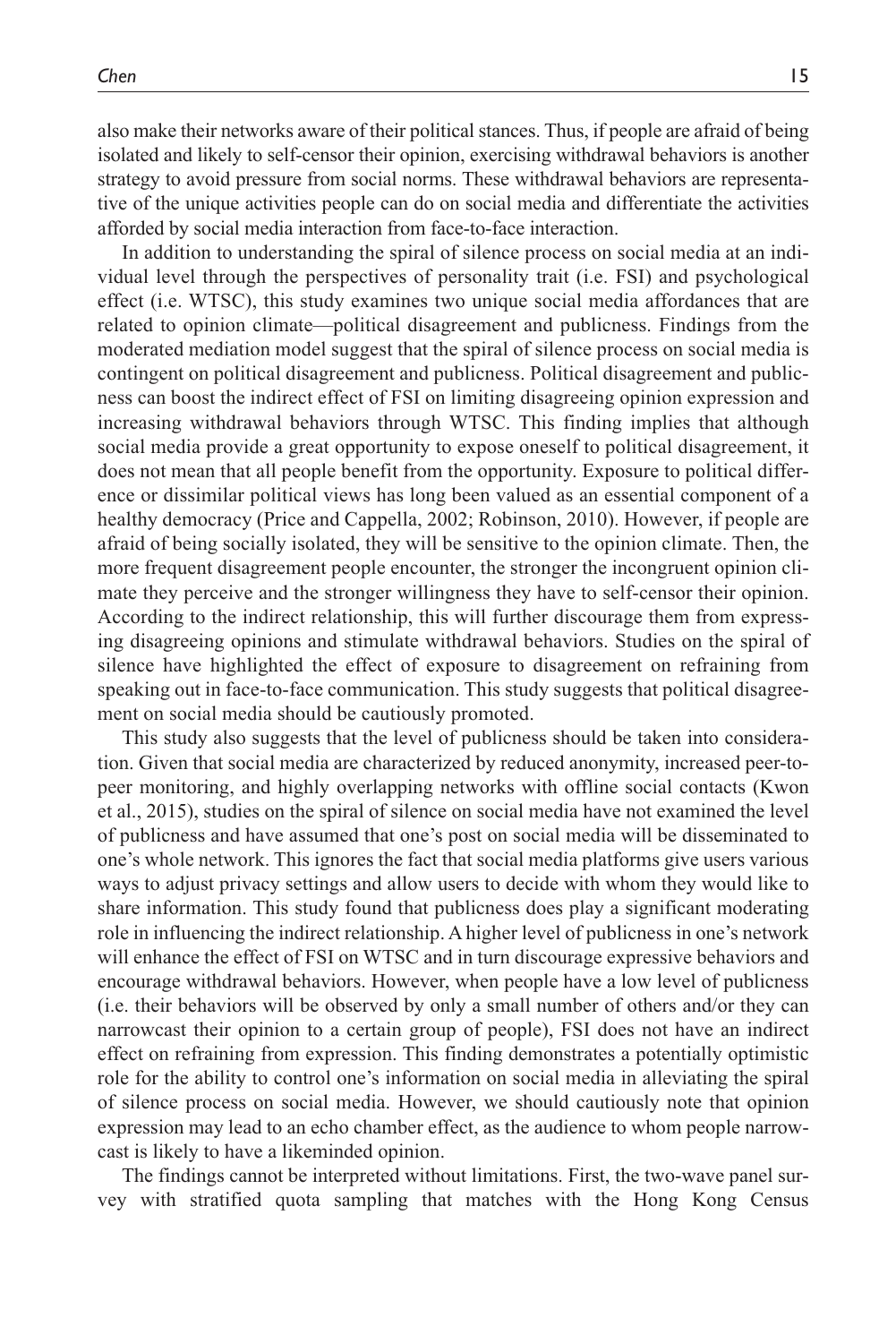also make their networks aware of their political stances. Thus, if people are afraid of being isolated and likely to self-censor their opinion, exercising withdrawal behaviors is another strategy to avoid pressure from social norms. These withdrawal behaviors are representative of the unique activities people can do on social media and differentiate the activities afforded by social media interaction from face-to-face interaction.

In addition to understanding the spiral of silence process on social media at an individual level through the perspectives of personality trait (i.e. FSI) and psychological effect (i.e. WTSC), this study examines two unique social media affordances that are related to opinion climate—political disagreement and publicness. Findings from the moderated mediation model suggest that the spiral of silence process on social media is contingent on political disagreement and publicness. Political disagreement and publicness can boost the indirect effect of FSI on limiting disagreeing opinion expression and increasing withdrawal behaviors through WTSC. This finding implies that although social media provide a great opportunity to expose oneself to political disagreement, it does not mean that all people benefit from the opportunity. Exposure to political difference or dissimilar political views has long been valued as an essential component of a healthy democracy (Price and Cappella, 2002; Robinson, 2010). However, if people are afraid of being socially isolated, they will be sensitive to the opinion climate. Then, the more frequent disagreement people encounter, the stronger the incongruent opinion climate they perceive and the stronger willingness they have to self-censor their opinion. According to the indirect relationship, this will further discourage them from expressing disagreeing opinions and stimulate withdrawal behaviors. Studies on the spiral of silence have highlighted the effect of exposure to disagreement on refraining from speaking out in face-to-face communication. This study suggests that political disagreement on social media should be cautiously promoted.

This study also suggests that the level of publicness should be taken into consideration. Given that social media are characterized by reduced anonymity, increased peer-to-peer monitoring, and highly overlapping networks with offline social contacts (Kwon et al., 2015), studies on the spiral of silence on social media have not examined the level of publicness and have assumed that one's post on social media will be disseminated to one's whole network. This ignores the fact that social media platforms give users various ways to adjust privacy settings and allow users to decide with whom they would like to share information. This study found that publicness does play a significant moderating role in influencing the indirect relationship. A higher level of publicness in one's network will enhance the effect of FSI on WTSC and in turn discourage expressive behaviors and encourage withdrawal behaviors. However, when people have a low level of publicness (i.e. their behaviors will be observed by only a small number of others and/or they can narrowcast their opinion to a certain group of people), FSI does not have an indirect effect on refraining from expression. This finding demonstrates a potentially optimistic role for the ability to control one's information on social media in alleviating the spiral of silence process on social media. However, we should cautiously note that opinion expression may lead to an echo chamber effect, as the audience to whom people narrowcast is likely to have a likeminded opinion.

The findings cannot be interpreted without limitations. First, the two-wave panel survey with stratified quota sampling that matches with the Hong Kong Census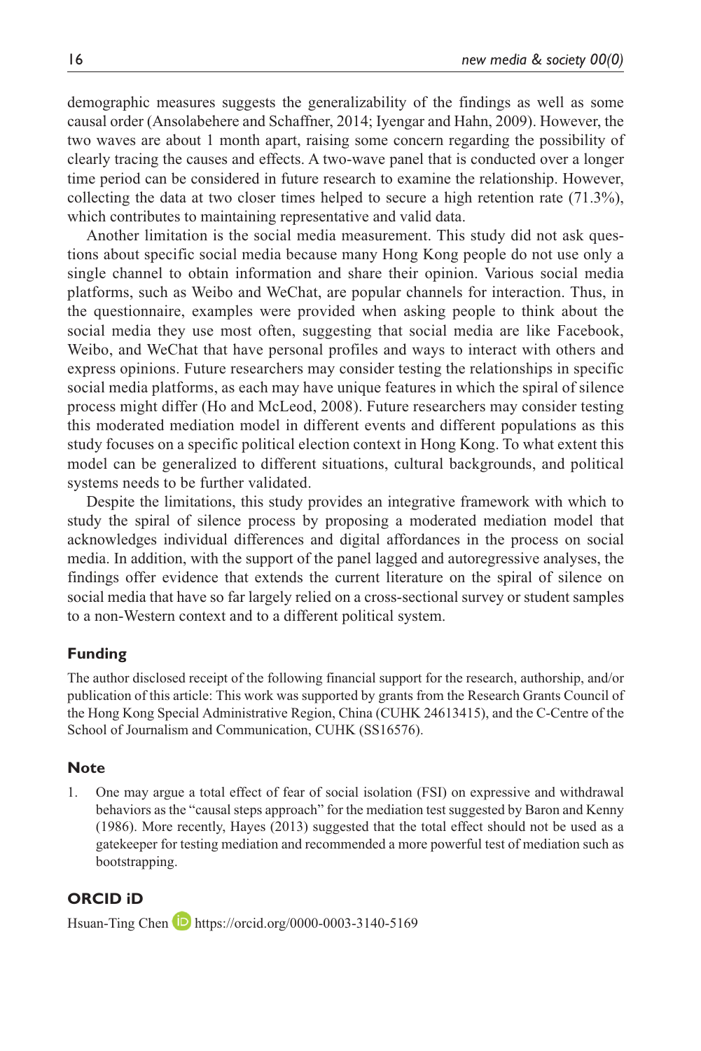demographic measures suggests the generalizability of the findings as well as some causal order (Ansolabehere and Schaffner, 2014; Iyengar and Hahn, 2009). However, the two waves are about 1 month apart, raising some concern regarding the possibility of clearly tracing the causes and effects. A two-wave panel that is conducted over a longer time period can be considered in future research to examine the relationship. However, collecting the data at two closer times helped to secure a high retention rate (71.3%), which contributes to maintaining representative and valid data.

Another limitation is the social media measurement. This study did not ask questions about specific social media because many Hong Kong people do not use only a single channel to obtain information and share their opinion. Various social media platforms, such as Weibo and WeChat, are popular channels for interaction. Thus, in the questionnaire, examples were provided when asking people to think about the social media they use most often, suggesting that social media are like Facebook, Weibo, and WeChat that have personal profiles and ways to interact with others and express opinions. Future researchers may consider testing the relationships in specific social media platforms, as each may have unique features in which the spiral of silence process might differ (Ho and McLeod, 2008). Future researchers may consider testing this moderated mediation model in different events and different populations as this study focuses on a specific political election context in Hong Kong. To what extent this model can be generalized to different situations, cultural backgrounds, and political systems needs to be further validated.

Despite the limitations, this study provides an integrative framework with which to study the spiral of silence process by proposing a moderated mediation model that acknowledges individual differences and digital affordances in the process on social media. In addition, with the support of the panel lagged and autoregressive analyses, the findings offer evidence that extends the current literature on the spiral of silence on social media that have so far largely relied on a cross-sectional survey or student samples to a non-Western context and to a different political system.

## Funding

The author disclosed receipt of the following financial support for the research, authorship, and/or publication of this article: This work was supported by grants from the Research Grants Council of the Hong Kong Special Administrative Region, China (CUHK 24613415), and the C-Centre of the School of Journalism and Communication, CUHK (SS16576).

## Note

1. One may argue a total effect of fear of social isolation (FSI) on expressive and withdrawal behaviors as the "causal steps approach" for the mediation test suggested by Baron and Kenny (1986). More recently, Hayes (2013) suggested that the total effect should not be used as a gatekeeper for testing mediation and recommended a more powerful test of mediation such as bootstrapping.

## ORCID iD

Hsuan-Ting Chen https://orcid.org/0000-0003-3140-5169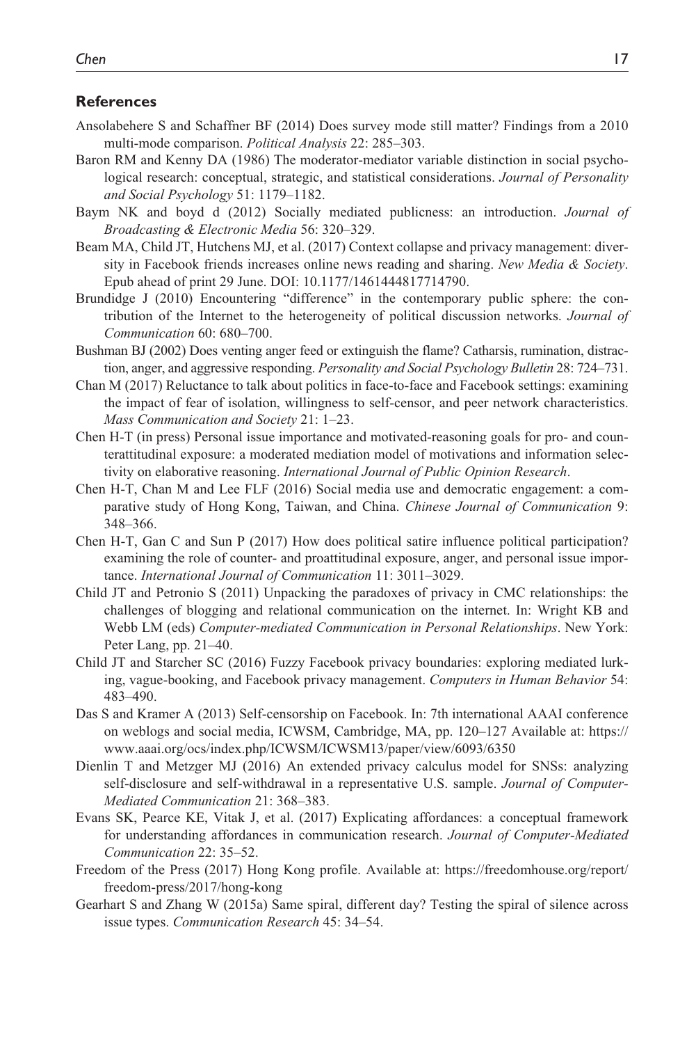## References

Ansolabehere S and Schaffner BF (2014) Does survey mode still matter? Findings from a 2010 multi-mode comparison. *Political Analysis* 22: 285–303.

Baron RM and Kenny DA (1986) The moderator-mediator variable distinction in social psychological research: conceptual, strategic, and statistical considerations. *Journal of Personality and Social Psychology* 51: 1179–1182.

Baym NK and boyd d (2012) Socially mediated publicness: an introduction. *Journal of Broadcasting & Electronic Media* 56: 320–329.

Beam MA, Child JT, Hutchens MJ, et al. (2017) Context collapse and privacy management: diversity in Facebook friends increases online news reading and sharing. *New Media & Society*. Epub ahead of print 29 June. DOI: 10.1177/1461444817714790.

Brundidge J (2010) Encountering "difference" in the contemporary public sphere: the contribution of the Internet to the heterogeneity of political discussion networks. *Journal of Communication* 60: 680–700.

Bushman BJ (2002) Does venting anger feed or extinguish the flame? Catharsis, rumination, distraction, anger, and aggressive responding. *Personality and Social Psychology Bulletin* 28: 724–731.

Chan M (2017) Reluctance to talk about politics in face-to-face and Facebook settings: examining the impact of fear of isolation, willingness to self-censor, and peer network characteristics. *Mass Communication and Society* 21: 1–23.

Chen H-T (in press) Personal issue importance and motivated-reasoning goals for pro- and counterattitudinal exposure: a moderated mediation model of motivations and information selectivity on elaborative reasoning. *International Journal of Public Opinion Research*.

Chen H-T, Chan M and Lee FLF (2016) Social media use and democratic engagement: a comparative study of Hong Kong, Taiwan, and China. *Chinese Journal of Communication* 9: 348–366.

Chen H-T, Gan C and Sun P (2017) How does political satire influence political participation? examining the role of counter- and proattitudinal exposure, anger, and personal issue importance. *International Journal of Communication* 11: 3011–3029.

Child JT and Petronio S (2011) Unpacking the paradoxes of privacy in CMC relationships: the challenges of blogging and relational communication on the internet. In: Wright KB and Webb LM (eds) *Computer-mediated Communication in Personal Relationships*. New York: Peter Lang, pp. 21–40.

Child JT and Starcher SC (2016) Fuzzy Facebook privacy boundaries: exploring mediated lurking, vague-booking, and Facebook privacy management. *Computers in Human Behavior* 54: 483–490.

Das S and Kramer A (2013) Self-censorship on Facebook. In: 7th international AAAI conference on weblogs and social media, ICWSM, Cambridge, MA, pp. 120–127 Available at: https://www.aaai.org/ocs/index.php/ICWSM/ICWSM13/paper/view/6093/6350

Dienlin T and Metzger MJ (2016) An extended privacy calculus model for SNSs: analyzing self-disclosure and self-withdrawal in a representative U.S. sample. *Journal of Computer-Mediated Communication* 21: 368–383.

Evans SK, Pearce KE, Vitak J, et al. (2017) Explicating affordances: a conceptual framework for understanding affordances in communication research. *Journal of Computer-Mediated Communication* 22: 35–52.

Freedom of the Press (2017) Hong Kong profile. Available at: https://freedomhouse.org/report/freedom-press/2017/hong-kong

Gearhart S and Zhang W (2015a) Same spiral, different day? Testing the spiral of silence across issue types. *Communication Research* 45: 34–54.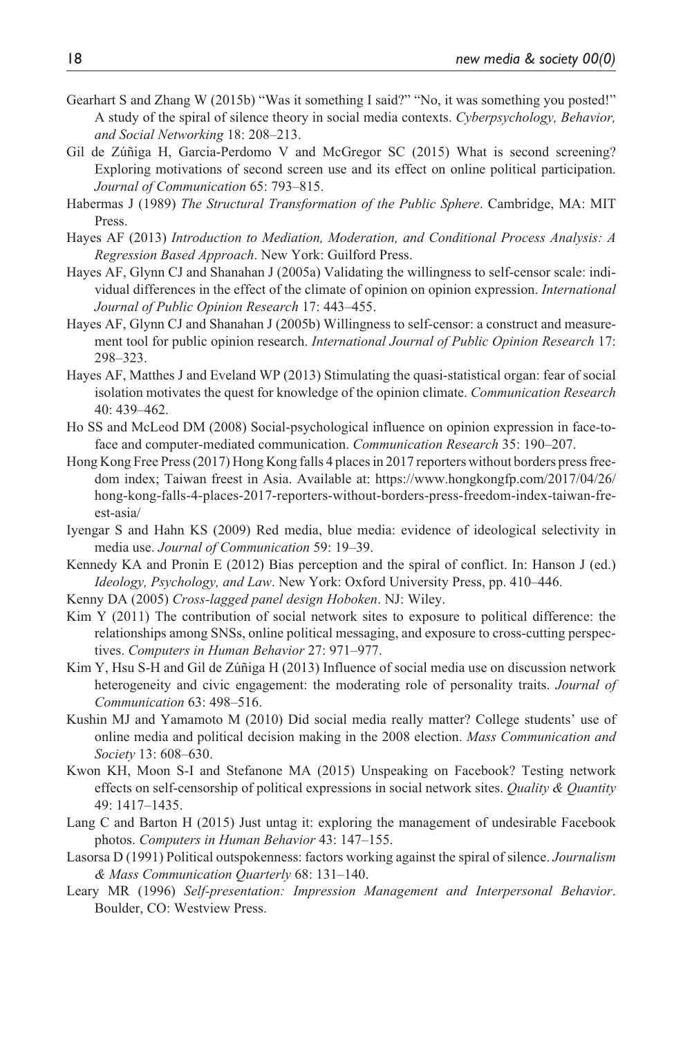Gearhart S and Zhang W (2015b) "Was it something I said?" "No, it was something you posted!" A study of the spiral of silence theory in social media contexts. *Cyberpsychology, Behavior, and Social Networking* 18: 208–213.

Gil de Zúñiga H, Garcia-Perdomo V and McGregor SC (2015) What is second screening? Exploring motivations of second screen use and its effect on online political participation. *Journal of Communication* 65: 793–815.

Habermas J (1989) *The Structural Transformation of the Public Sphere*. Cambridge, MA: MIT Press.

Hayes AF (2013) *Introduction to Mediation, Moderation, and Conditional Process Analysis: A Regression Based Approach*. New York: Guilford Press.

Hayes AF, Glynn CJ and Shanahan J (2005a) Validating the willingness to self-censor scale: individual differences in the effect of the climate of opinion on opinion expression. *International Journal of Public Opinion Research* 17: 443–455.

Hayes AF, Glynn CJ and Shanahan J (2005b) Willingness to self-censor: a construct and measurement tool for public opinion research. *International Journal of Public Opinion Research* 17: 298–323.

Hayes AF, Matthes J and Eveland WP (2013) Stimulating the quasi-statistical organ: fear of social isolation motivates the quest for knowledge of the opinion climate. *Communication Research* 40: 439–462.

Ho SS and McLeod DM (2008) Social-psychological influence on opinion expression in face-to-face and computer-mediated communication. *Communication Research* 35: 190–207.

Hong Kong Free Press (2017) Hong Kong falls 4 places in 2017 reporters without borders press freedom index; Taiwan freest in Asia. Available at: https://www.hongkongfp.com/2017/04/26/hong-kong-falls-4-places-2017-reporters-without-borders-press-freedom-index-taiwan-freest-asia/

Iyengar S and Hahn KS (2009) Red media, blue media: evidence of ideological selectivity in media use. *Journal of Communication* 59: 19–39.

Kennedy KA and Pronin E (2012) Bias perception and the spiral of conflict. In: Hanson J (ed.) *Ideology, Psychology, and Law*. New York: Oxford University Press, pp. 410–446.

Kenny DA (2005) *Cross-lagged panel design Hoboken*. NJ: Wiley.

Kim Y (2011) The contribution of social network sites to exposure to political difference: the relationships among SNSs, online political messaging, and exposure to cross-cutting perspectives. *Computers in Human Behavior* 27: 971–977.

Kim Y, Hsu S-H and Gil de Zúñiga H (2013) Influence of social media use on discussion network heterogeneity and civic engagement: the moderating role of personality traits. *Journal of Communication* 63: 498–516.

Kushin MJ and Yamamoto M (2010) Did social media really matter? College students' use of online media and political decision making in the 2008 election. *Mass Communication and Society* 13: 608–630.

Kwon KH, Moon S-I and Stefanone MA (2015) Unspeaking on Facebook? Testing network effects on self-censorship of political expressions in social network sites. *Quality & Quantity* 49: 1417–1435.

Lang C and Barton H (2015) Just untag it: exploring the management of undesirable Facebook photos. *Computers in Human Behavior* 43: 147–155.

Lasorsa D (1991) Political outspokenness: factors working against the spiral of silence. *Journalism & Mass Communication Quarterly* 68: 131–140.

Leary MR (1996) *Self-presentation: Impression Management and Interpersonal Behavior*. Boulder, CO: Westview Press.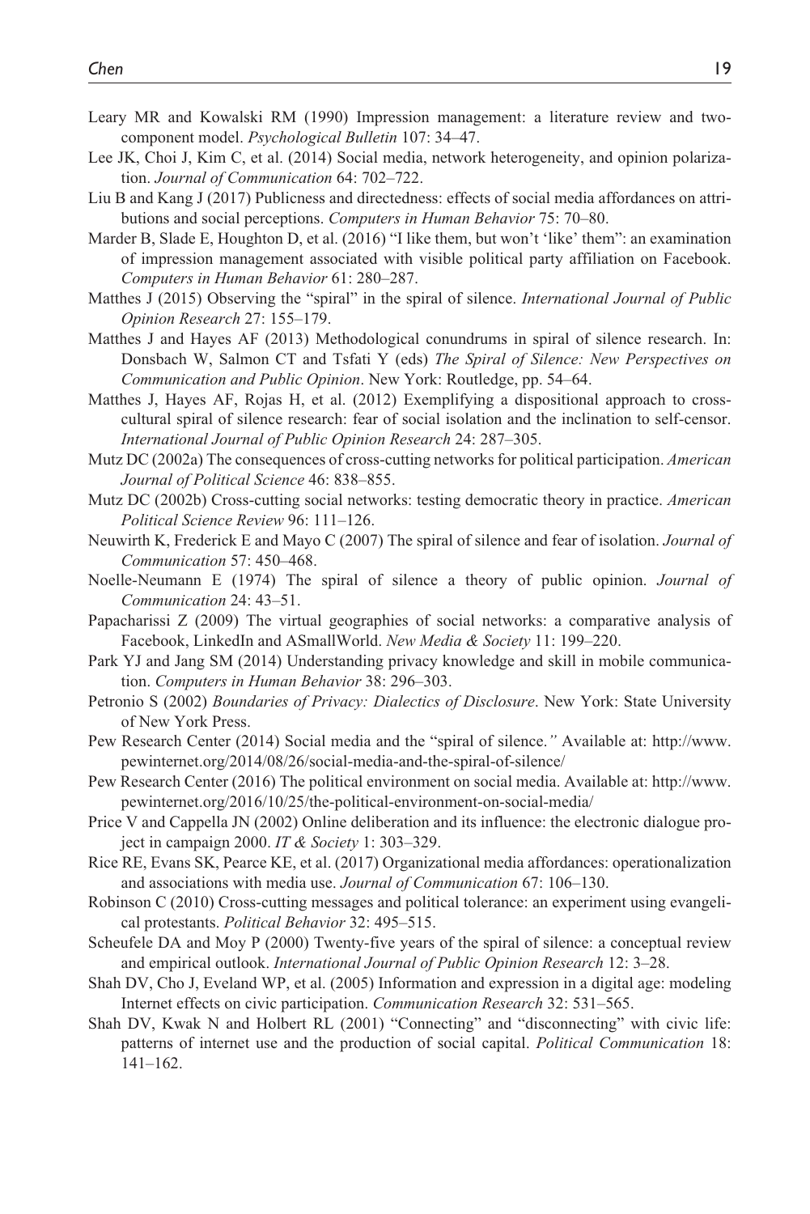Leary MR and Kowalski RM (1990) Impression management: a literature review and two-component model. *Psychological Bulletin* 107: 34–47.

Lee JK, Choi J, Kim C, et al. (2014) Social media, network heterogeneity, and opinion polarization. *Journal of Communication* 64: 702–722.

Liu B and Kang J (2017) Publicness and directedness: effects of social media affordances on attributions and social perceptions. *Computers in Human Behavior* 75: 70–80.

Marder B, Slade E, Houghton D, et al. (2016) "I like them, but won't 'like' them": an examination of impression management associated with visible political party affiliation on Facebook. *Computers in Human Behavior* 61: 280–287.

Matthes J (2015) Observing the "spiral" in the spiral of silence. *International Journal of Public Opinion Research* 27: 155–179.

Matthes J and Hayes AF (2013) Methodological conundrums in spiral of silence research. In: Donsbach W, Salmon CT and Tsfati Y (eds) *The Spiral of Silence: New Perspectives on Communication and Public Opinion*. New York: Routledge, pp. 54–64.

Matthes J, Hayes AF, Rojas H, et al. (2012) Exemplifying a dispositional approach to cross-cultural spiral of silence research: fear of social isolation and the inclination to self-censor. *International Journal of Public Opinion Research* 24: 287–305.

Mutz DC (2002a) The consequences of cross-cutting networks for political participation. *American Journal of Political Science* 46: 838–855.

Mutz DC (2002b) Cross-cutting social networks: testing democratic theory in practice. *American Political Science Review* 96: 111–126.

Neuwirth K, Frederick E and Mayo C (2007) The spiral of silence and fear of isolation. *Journal of Communication* 57: 450–468.

Noelle-Neumann E (1974) The spiral of silence a theory of public opinion. *Journal of Communication* 24: 43–51.

Papacharissi Z (2009) The virtual geographies of social networks: a comparative analysis of Facebook, LinkedIn and ASmallWorld. *New Media & Society* 11: 199–220.

Park YJ and Jang SM (2014) Understanding privacy knowledge and skill in mobile communication. *Computers in Human Behavior* 38: 296–303.

Petronio S (2002) *Boundaries of Privacy: Dialectics of Disclosure*. New York: State University of New York Press.

Pew Research Center (2014) Social media and the "spiral of silence." Available at: http://www.pewinternet.org/2014/08/26/social-media-and-the-spiral-of-silence/

Pew Research Center (2016) The political environment on social media. Available at: http://www.pewinternet.org/2016/10/25/the-political-environment-on-social-media/

Price V and Cappella JN (2002) Online deliberation and its influence: the electronic dialogue project in campaign 2000. *IT & Society* 1: 303–329.

Rice RE, Evans SK, Pearce KE, et al. (2017) Organizational media affordances: operationalization and associations with media use. *Journal of Communication* 67: 106–130.

Robinson C (2010) Cross-cutting messages and political tolerance: an experiment using evangelical protestants. *Political Behavior* 32: 495–515.

Scheufele DA and Moy P (2000) Twenty-five years of the spiral of silence: a conceptual review and empirical outlook. *International Journal of Public Opinion Research* 12: 3–28.

Shah DV, Cho J, Eveland WP, et al. (2005) Information and expression in a digital age: modeling Internet effects on civic participation. *Communication Research* 32: 531–565.

Shah DV, Kwak N and Holbert RL (2001) "Connecting" and "disconnecting" with civic life: patterns of internet use and the production of social capital. *Political Communication* 18: 141–162.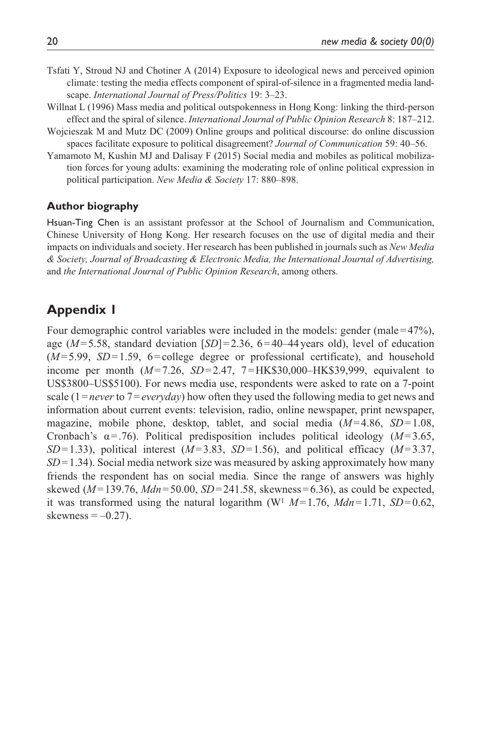Tsfati Y, Stroud NJ and Chotiner A (2014) Exposure to ideological news and perceived opinion climate: testing the media effects component of spiral-of-silence in a fragmented media landscape. *International Journal of Press/Politics* 19: 3–23.

Willnat L (1996) Mass media and political outspokenness in Hong Kong: linking the third-person effect and the spiral of silence. *International Journal of Public Opinion Research* 8: 187–212.

Wojcieszak M and Mutz DC (2009) Online groups and political discourse: do online discussion spaces facilitate exposure to political disagreement? *Journal of Communication* 59: 40–56.

Yamamoto M, Kushin MJ and Dalisay F (2015) Social media and mobiles as political mobilization forces for young adults: examining the moderating role of online political expression in political participation. *New Media & Society* 17: 880–898.

### Author biography

Hsuan-Ting Chen is an assistant professor at the School of Journalism and Communication, Chinese University of Hong Kong. Her research focuses on the use of digital media and their impacts on individuals and society. Her research has been published in journals such as *New Media & Society, Journal of Broadcasting & Electronic Media, the International Journal of Advertising,* and *the International Journal of Public Opinion Research*, among others.

## Appendix 1

Four demographic control variables were included in the models: gender (male = 47%), age ($M$ = 5.58, standard deviation [$SD$] = 2.36, 6 = 40–44 years old), level of education ($M$ = 5.99, $SD$ = 1.59, 6 = college degree or professional certificate), and household income per month ($M$ = 7.26, $SD$ = 2.47, 7 = HK$30,000–HK$39,999, equivalent to US$3800–US$5100). For news media use, respondents were asked to rate on a 7-point scale (1 = *never* to 7 = *everyday*) how often they used the following media to get news and information about current events: television, radio, online newspaper, print newspaper, magazine, mobile phone, desktop, tablet, and social media ($M$ = 4.86, $SD$ = 1.08, Cronbach's $\alpha$ = .76). Political predisposition includes political ideology ($M$ = 3.65, $SD$ = 1.33), political interest ($M$ = 3.83, $SD$ = 1.56), and political efficacy ($M$ = 3.37, $SD$ = 1.34). Social media network size was measured by asking approximately how many friends the respondent has on social media. Since the range of answers was highly skewed ($M$ = 139.76, $Mdn$ = 50.00, $SD$ = 241.58, skewness = 6.36), as could be expected, it was transformed using the natural logarithm (W[1] $M$ = 1.76, $Mdn$ = 1.71, $SD$ = 0.62, skewness = –0.27).